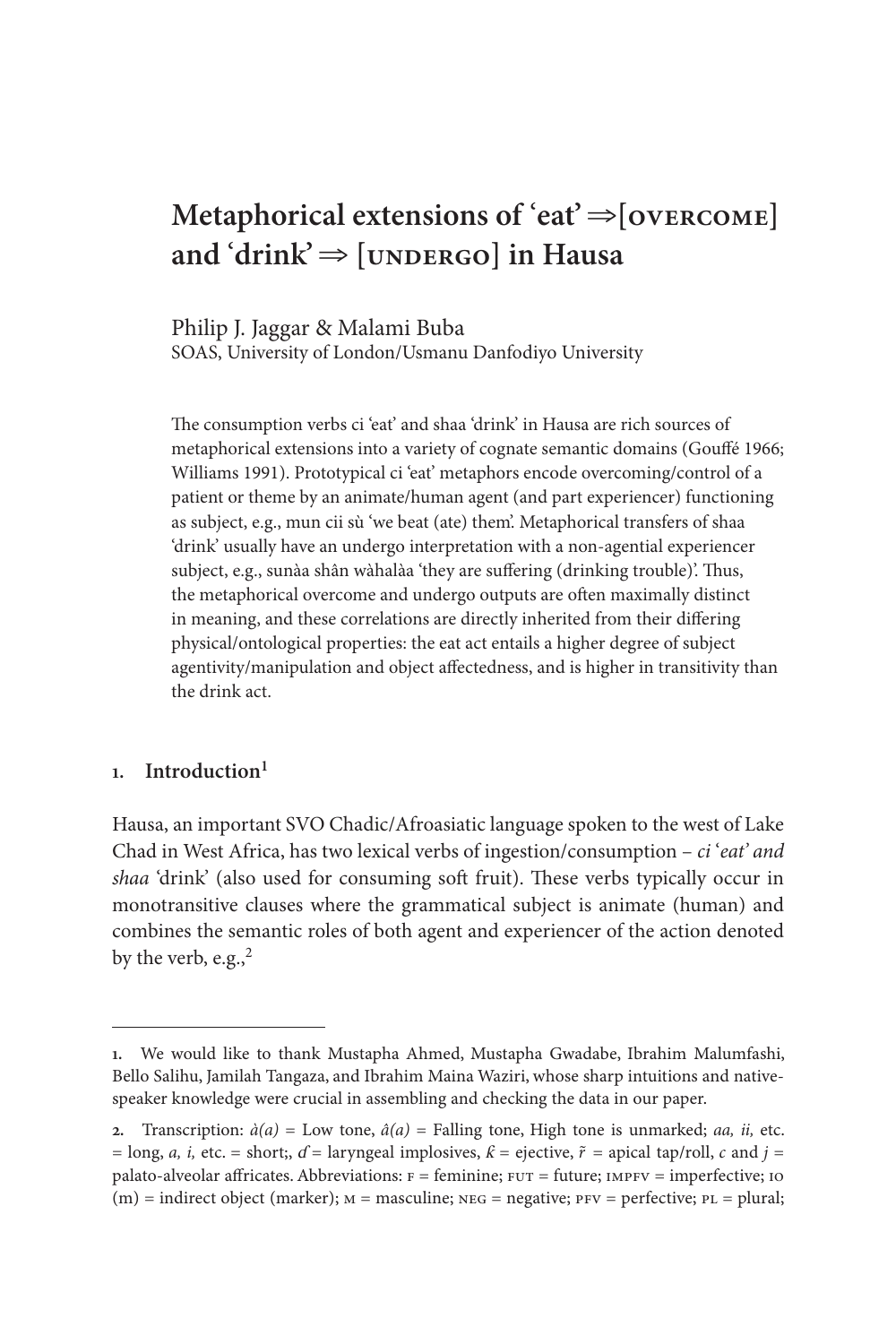# Metaphorical extensions of 'eat' ⇒[OVERCOME] and 'drink' ⇒ [UNDERGO] in Hausa

Philip J. Jaggar & Malami Buba
SOAS, University of London/Usmanu Danfodiyo University

The consumption verbs ci 'eat' and shaa 'drink' in Hausa are rich sources of metaphorical extensions into a variety of cognate semantic domains (Gouffé 1966; Williams 1991). Prototypical ci 'eat' metaphors encode overcoming/control of a patient or theme by an animate/human agent (and part experiencer) functioning as subject, e.g., mun cii sù 'we beat (ate) them'. Metaphorical transfers of shaa 'drink' usually have an undergo interpretation with a non-agential experiencer subject, e.g., sunàa shân wàhalàa 'they are suffering (drinking trouble)'. Thus, the metaphorical overcome and undergo outputs are often maximally distinct in meaning, and these correlations are directly inherited from their differing physical/ontological properties: the eat act entails a higher degree of subject agentivity/manipulation and object affectedness, and is higher in transitivity than the drink act.

## 1. Introduction[1]

Hausa, an important SVO Chadic/Afroasiatic language spoken to the west of Lake Chad in West Africa, has two lexical verbs of ingestion/consumption – *ci* '*eat' and shaa* 'drink' (also used for consuming soft fruit). These verbs typically occur in monotransitive clauses where the grammatical subject is animate (human) and combines the semantic roles of both agent and experiencer of the action denoted by the verb, e.g.,[2]

---

1. We would like to thank Mustapha Ahmed, Mustapha Gwadabe, Ibrahim Malumfashi, Bello Salihu, Jamilah Tangaza, and Ibrahim Maina Waziri, whose sharp intuitions and native-speaker knowledge were crucial in assembling and checking the data in our paper.

2. Transcription: *à(a)* = Low tone, *â(a)* = Falling tone, High tone is unmarked; *aa, ii,* etc. = long, *a, i,* etc. = short;, *ɗ* = laryngeal implosives, *ƙ* = ejective, *r̃* = apical tap/roll, *c* and *j* = palato-alveolar affricates. Abbreviations: F = feminine; FUT = future; IMPFV = imperfective; IO (m) = indirect object (marker); M = masculine; NEG = negative; PFV = perfective; PL = plural;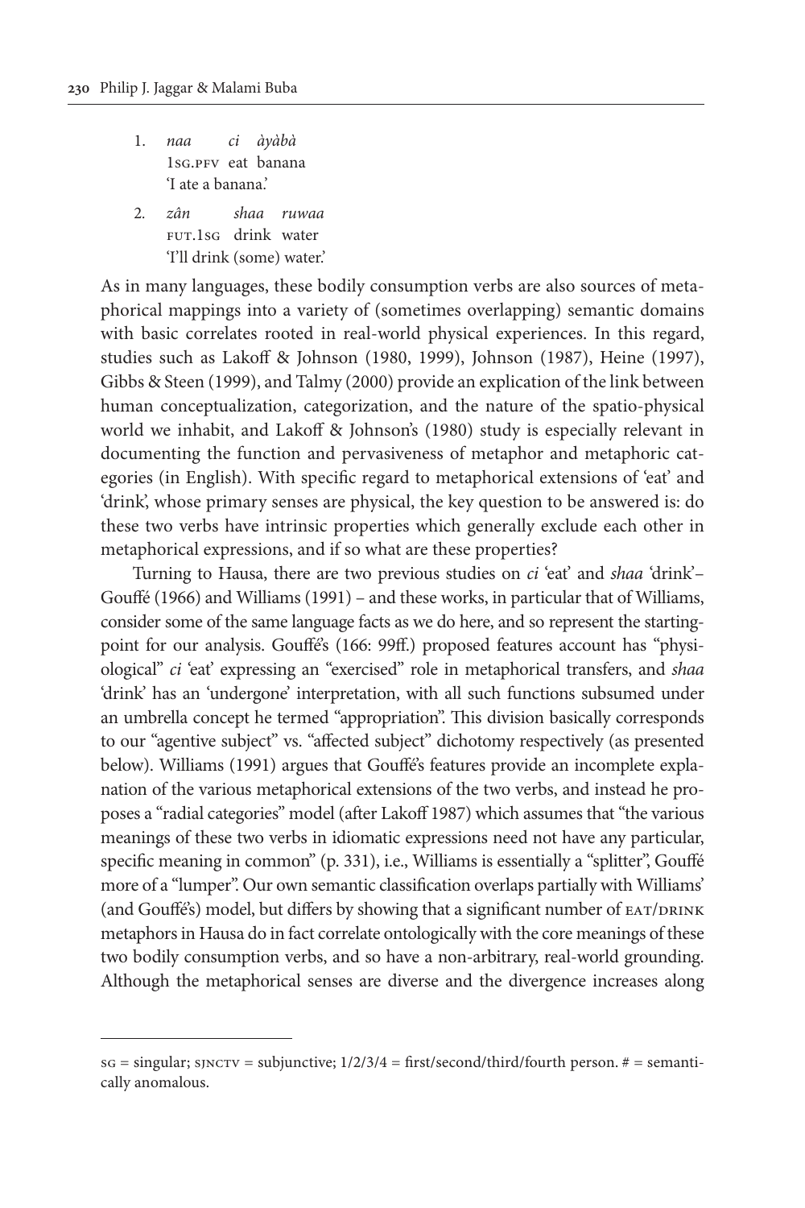1. *naa* *ci* *àyàbà*
   1SG.PFV eat banana
   'I ate a banana.'

2. *zân* *shaa* *ruwaa*
   FUT.1SG drink water
   'I'll drink (some) water.'

As in many languages, these bodily consumption verbs are also sources of metaphorical mappings into a variety of (sometimes overlapping) semantic domains with basic correlates rooted in real-world physical experiences. In this regard, studies such as Lakoff & Johnson (1980, 1999), Johnson (1987), Heine (1997), Gibbs & Steen (1999), and Talmy (2000) provide an explication of the link between human conceptualization, categorization, and the nature of the spatio-physical world we inhabit, and Lakoff & Johnson's (1980) study is especially relevant in documenting the function and pervasiveness of metaphor and metaphoric categories (in English). With specific regard to metaphorical extensions of 'eat' and 'drink', whose primary senses are physical, the key question to be answered is: do these two verbs have intrinsic properties which generally exclude each other in metaphorical expressions, and if so what are these properties?

Turning to Hausa, there are two previous studies on *ci* 'eat' and *shaa* 'drink'– Gouffé (1966) and Williams (1991) – and these works, in particular that of Williams, consider some of the same language facts as we do here, and so represent the starting-point for our analysis. Gouffé's (166: 99ff.) proposed features account has "physiological" *ci* 'eat' expressing an "exercised" role in metaphorical transfers, and *shaa* 'drink' has an 'undergone' interpretation, with all such functions subsumed under an umbrella concept he termed "appropriation". This division basically corresponds to our "agentive subject" vs. "affected subject" dichotomy respectively (as presented below). Williams (1991) argues that Gouffé's features provide an incomplete explanation of the various metaphorical extensions of the two verbs, and instead he proposes a "radial categories" model (after Lakoff 1987) which assumes that "the various meanings of these two verbs in idiomatic expressions need not have any particular, specific meaning in common" (p. 331), i.e., Williams is essentially a "splitter", Gouffé more of a "lumper". Our own semantic classification overlaps partially with Williams' (and Gouffé's) model, but differs by showing that a significant number of EAT/DRINK metaphors in Hausa do in fact correlate ontologically with the core meanings of these two bodily consumption verbs, and so have a non-arbitrary, real-world grounding. Although the metaphorical senses are diverse and the divergence increases along

---

SG = singular; SJNCTV = subjunctive; 1/2/3/4 = first/second/third/fourth person. # = semantically anomalous.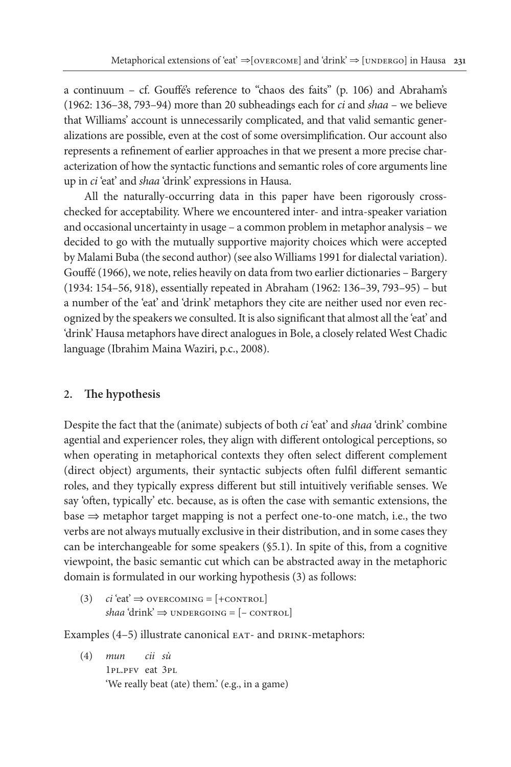a continuum – cf. Gouffé's reference to "chaos des faits" (p. 106) and Abraham's (1962: 136–38, 793–94) more than 20 subheadings each for *ci* and *shaa* – we believe that Williams' account is unnecessarily complicated, and that valid semantic generalizations are possible, even at the cost of some oversimplification. Our account also represents a refinement of earlier approaches in that we present a more precise characterization of how the syntactic functions and semantic roles of core arguments line up in *ci* 'eat' and *shaa* 'drink' expressions in Hausa.

All the naturally-occurring data in this paper have been rigorously cross-checked for acceptability. Where we encountered inter- and intra-speaker variation and occasional uncertainty in usage – a common problem in metaphor analysis – we decided to go with the mutually supportive majority choices which were accepted by Malami Buba (the second author) (see also Williams 1991 for dialectal variation). Gouffé (1966), we note, relies heavily on data from two earlier dictionaries – Bargery (1934: 154–56, 918), essentially repeated in Abraham (1962: 136–39, 793–95) – but a number of the 'eat' and 'drink' metaphors they cite are neither used nor even recognized by the speakers we consulted. It is also significant that almost all the 'eat' and 'drink' Hausa metaphors have direct analogues in Bole, a closely related West Chadic language (Ibrahim Maina Waziri, p.c., 2008).

## 2. The hypothesis

Despite the fact that the (animate) subjects of both *ci* 'eat' and *shaa* 'drink' combine agential and experiencer roles, they align with different ontological perceptions, so when operating in metaphorical contexts they often select different complement (direct object) arguments, their syntactic subjects often fulfil different semantic roles, and they typically express different but still intuitively verifiable senses. We say 'often, typically' etc. because, as is often the case with semantic extensions, the base ⇒ metaphor target mapping is not a perfect one-to-one match, i.e., the two verbs are not always mutually exclusive in their distribution, and in some cases they can be interchangeable for some speakers (§5.1). In spite of this, from a cognitive viewpoint, the basic semantic cut which can be abstracted away in the metaphoric domain is formulated in our working hypothesis (3) as follows:

(3) *ci* 'eat' ⇒ OVERCOMING = [+CONTROL]
*shaa* 'drink' ⇒ UNDERGOING = [– CONTROL]

Examples (4–5) illustrate canonical EAT- and DRINK-metaphors:

(4) *mun cii sù*
1PL.PFV eat 3PL
'We really beat (ate) them.' (e.g., in a game)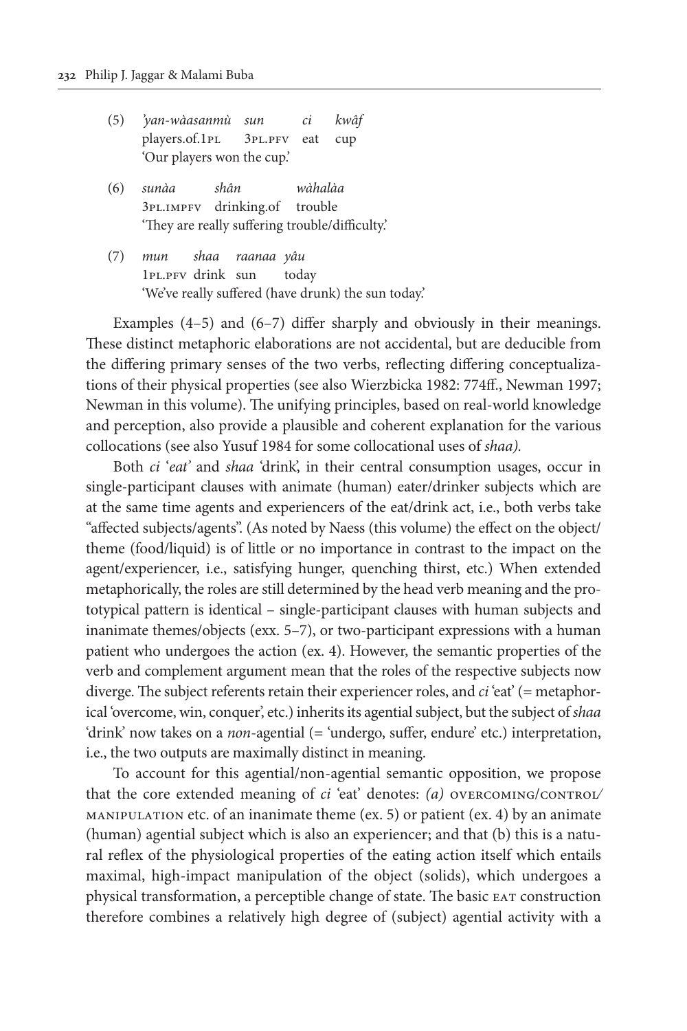(5) *'yan-wàasanmù sun ci kwâf*
players.of.1PL 3PL.PFV eat cup
'Our players won the cup.'

(6) *sunàa shân wàhalàa*
3PL.IMPFV drinking.of trouble
'They are really suffering trouble/difficulty.'

(7) *mun shaa raanaa yâu*
1PL.PFV drink sun today
'We've really suffered (have drunk) the sun today.'

Examples (4–5) and (6–7) differ sharply and obviously in their meanings. These distinct metaphoric elaborations are not accidental, but are deducible from the differing primary senses of the two verbs, reflecting differing conceptualizations of their physical properties (see also Wierzbicka 1982: 774ff., Newman 1997; Newman in this volume). The unifying principles, based on real-world knowledge and perception, also provide a plausible and coherent explanation for the various collocations (see also Yusuf 1984 for some collocational uses of *shaa).*

Both *ci* '*eat'* and *shaa* 'drink', in their central consumption usages, occur in single-participant clauses with animate (human) eater/drinker subjects which are at the same time agents and experiencers of the eat/drink act, i.e., both verbs take "affected subjects/agents". (As noted by Naess (this volume) the effect on the object/theme (food/liquid) is of little or no importance in contrast to the impact on the agent/experiencer, i.e., satisfying hunger, quenching thirst, etc.) When extended metaphorically, the roles are still determined by the head verb meaning and the prototypical pattern is identical – single-participant clauses with human subjects and inanimate themes/objects (exx. 5–7), or two-participant expressions with a human patient who undergoes the action (ex. 4). However, the semantic properties of the verb and complement argument mean that the roles of the respective subjects now diverge. The subject referents retain their experiencer roles, and *ci* 'eat' (= metaphorical 'overcome, win, conquer', etc.) inherits its agential subject, but the subject of *shaa* 'drink' now takes on a *non*-agential (= 'undergo, suffer, endure' etc.) interpretation, i.e., the two outputs are maximally distinct in meaning.

To account for this agential/non-agential semantic opposition, we propose that the core extended meaning of *ci* 'eat' denotes: *(a)* OVERCOMING/CONTROL/MANIPULATION etc. of an inanimate theme (ex. 5) or patient (ex. 4) by an animate (human) agential subject which is also an experiencer; and that (b) this is a natural reflex of the physiological properties of the eating action itself which entails maximal, high-impact manipulation of the object (solids), which undergoes a physical transformation, a perceptible change of state. The basic EAT construction therefore combines a relatively high degree of (subject) agential activity with a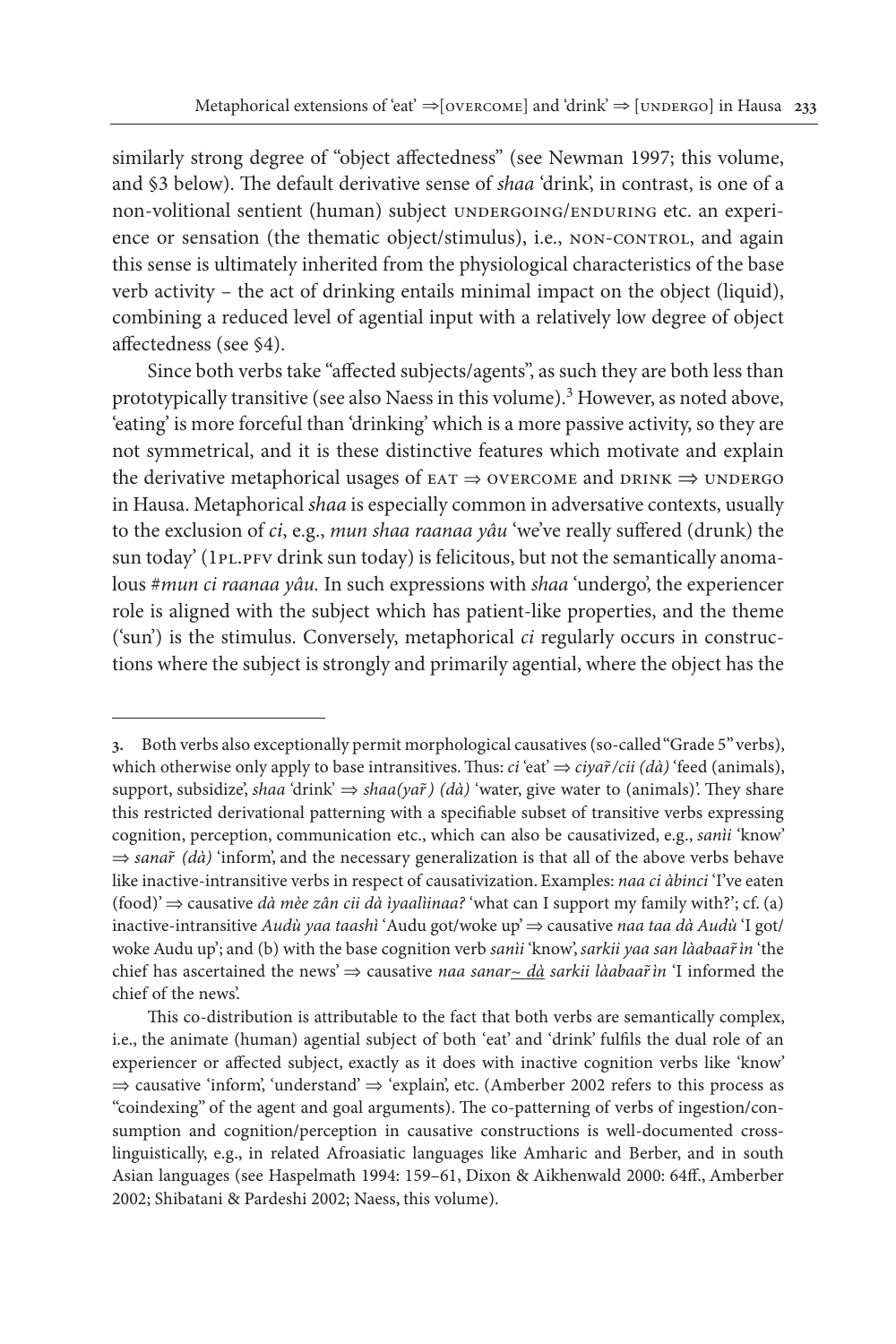similarly strong degree of "object affectedness" (see Newman 1997; this volume, and §3 below). The default derivative sense of *shaa* 'drink', in contrast, is one of a non-volitional sentient (human) subject UNDERGOING/ENDURING etc. an experience or sensation (the thematic object/stimulus), i.e., NON-CONTROL, and again this sense is ultimately inherited from the physiological characteristics of the base verb activity – the act of drinking entails minimal impact on the object (liquid), combining a reduced level of agential input with a relatively low degree of object affectedness (see §4).

Since both verbs take "affected subjects/agents", as such they are both less than prototypically transitive (see also Naess in this volume).[3] However, as noted above, 'eating' is more forceful than 'drinking' which is a more passive activity, so they are not symmetrical, and it is these distinctive features which motivate and explain the derivative metaphorical usages of EAT ⇒ OVERCOME and DRINK ⇒ UNDERGO in Hausa. Metaphorical *shaa* is especially common in adversative contexts, usually to the exclusion of *ci*, e.g., *mun shaa raanaa yâu* 'we've really suffered (drunk) the sun today' (1PL.PFV drink sun today) is felicitous, but not the semantically anomalous *#mun ci raanaa yâu.* In such expressions with *shaa* 'undergo', the experiencer role is aligned with the subject which has patient-like properties, and the theme ('sun') is the stimulus. Conversely, metaphorical *ci* regularly occurs in constructions where the subject is strongly and primarily agential, where the object has the

---

3. Both verbs also exceptionally permit morphological causatives (so-called "Grade 5" verbs), which otherwise only apply to base intransitives. Thus: *ci* 'eat' ⇒ *ciyar̃/cii (dà)* 'feed (animals), support, subsidize', *shaa* 'drink' ⇒ *shaa(yar̃) (dà)* 'water, give water to (animals)'. They share this restricted derivational patterning with a specifiable subset of transitive verbs expressing cognition, perception, communication etc., which can also be causativized, e.g., *sanìi* 'know' ⇒ *sanar̃ (dà)* 'inform', and the necessary generalization is that all of the above verbs behave like inactive-intransitive verbs in respect of causativization. Examples: *naa ci àbinci* 'I've eaten (food)' ⇒ causative *dà mèe zân cii dà ìyaalìinaa?* 'what can I support my family with?'; cf. (a) inactive-intransitive *Audù yaa taashì* 'Audu got/woke up' ⇒ causative *naa taa dà Audù* 'I got/woke Audu up'; and (b) with the base cognition verb *sanìi* 'know', *sarkii yaa san làabaar̃ìn* 'the chief has ascertained the news' ⇒ causative *naa sanar~~ dà~~ sarkii làabaar̃ìn* 'I informed the chief of the news'.

This co-distribution is attributable to the fact that both verbs are semantically complex, i.e., the animate (human) agential subject of both 'eat' and 'drink' fulfils the dual role of an experiencer or affected subject, exactly as it does with inactive cognition verbs like 'know' ⇒ causative 'inform', 'understand' ⇒ 'explain', etc. (Amberber 2002 refers to this process as "coindexing" of the agent and goal arguments). The co-patterning of verbs of ingestion/consumption and cognition/perception in causative constructions is well-documented cross-linguistically, e.g., in related Afroasiatic languages like Amharic and Berber, and in south Asian languages (see Haspelmath 1994: 159–61, Dixon & Aikhenwald 2000: 64ff., Amberber 2002; Shibatani & Pardeshi 2002; Naess, this volume).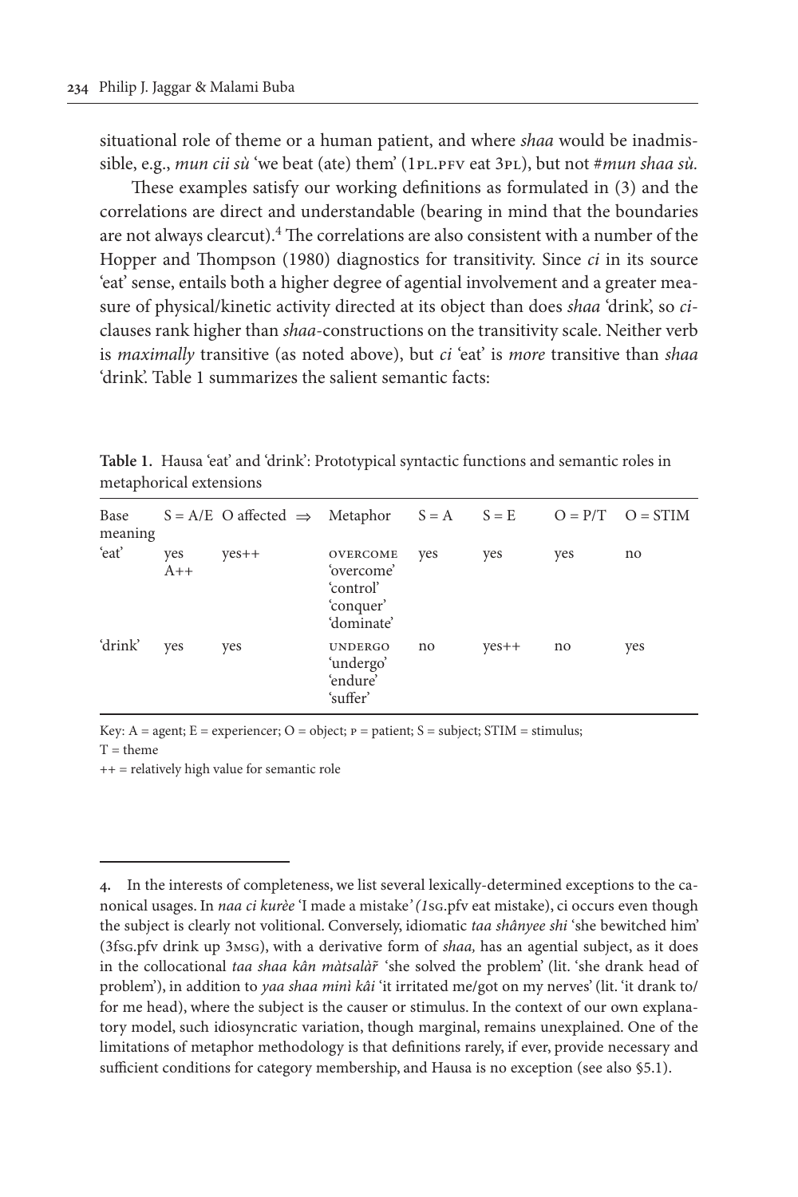situational role of theme or a human patient, and where *shaa* would be inadmissible, e.g., *mun cii sù* 'we beat (ate) them' (1PL.PFV eat 3PL), but not #*mun shaa sù.*

These examples satisfy our working definitions as formulated in (3) and the correlations are direct and understandable (bearing in mind that the boundaries are not always clearcut).[4] The correlations are also consistent with a number of the Hopper and Thompson (1980) diagnostics for transitivity. Since *ci* in its source 'eat' sense, entails both a higher degree of agential involvement and a greater measure of physical/kinetic activity directed at its object than does *shaa* 'drink', so *ci*-clauses rank higher than *shaa*-constructions on the transitivity scale. Neither verb is *maximally* transitive (as noted above), but *ci* 'eat' is *more* transitive than *shaa* 'drink'. Table 1 summarizes the salient semantic facts:

**Table 1.** Hausa 'eat' and 'drink': Prototypical syntactic functions and semantic roles in metaphorical extensions

| Base meaning | S = A/E | O affected ⇒ | Metaphor | S = A | S = E | O = P/T | O = STIM |
|---|---|---|---|---|---|---|---|
| 'eat' | yes A++ | yes++ | OVERCOME 'overcome' 'control' 'conquer' 'dominate' | yes | yes | yes | no |
| 'drink' | yes | yes | UNDERGO 'undergo' 'endure' 'suffer' | no | yes++ | no | yes |

Key: A = agent; E = experiencer; O = object; P = patient; S = subject; STIM = stimulus; T = theme
++ = relatively high value for semantic role

4. In the interests of completeness, we list several lexically-determined exceptions to the canonical usages. In *naa ci kurèe* 'I made a mistake' (1SG.pfv eat mistake), ci occurs even though the subject is clearly not volitional. Conversely, idiomatic *taa shânyee shi* 'she bewitched him' (3FSG.pfv drink up 3MSG), with a derivative form of *shaa,* has an agential subject, as it does in the collocational *taa shaa kân màtsalàr̃* 'she solved the problem' (lit. 'she drank head of problem'), in addition to *yaa shaa minì kâi* 'it irritated me/got on my nerves' (lit. 'it drank to/for me head), where the subject is the causer or stimulus. In the context of our own explanatory model, such idiosyncratic variation, though marginal, remains unexplained. One of the limitations of metaphor methodology is that definitions rarely, if ever, provide necessary and sufficient conditions for category membership, and Hausa is no exception (see also §5.1).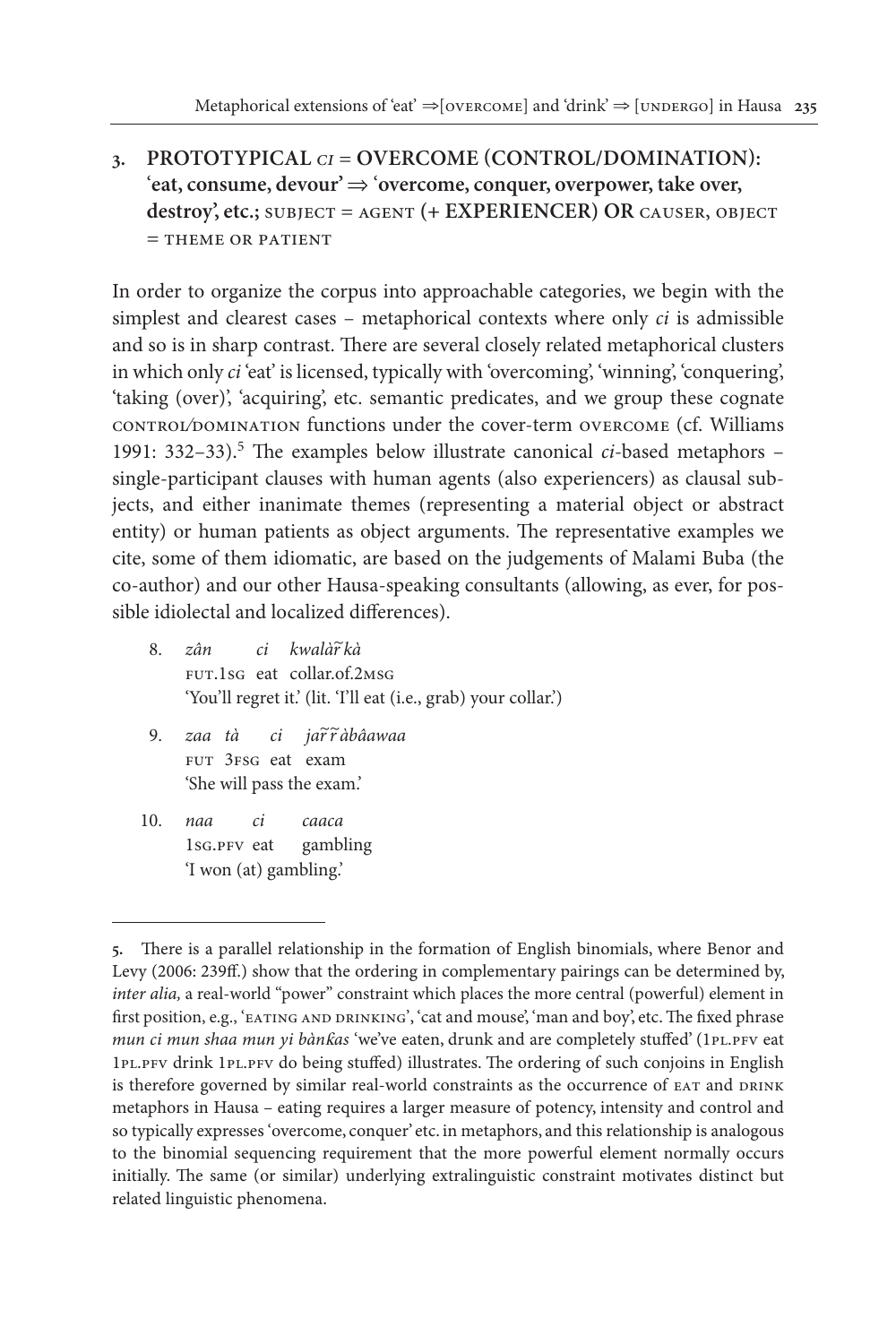## 3. PROTOTYPICAL *CI* = OVERCOME (CONTROL/DOMINATION): 'eat, consume, devour' ⇒ 'overcome, conquer, overpower, take over, destroy', etc.; SUBJECT = AGENT (+ EXPERIENCER) OR CAUSER, OBJECT = THEME OR PATIENT

In order to organize the corpus into approachable categories, we begin with the simplest and clearest cases – metaphorical contexts where only *ci* is admissible and so is in sharp contrast. There are several closely related metaphorical clusters in which only *ci* 'eat' is licensed, typically with 'overcoming', 'winning', 'conquering', 'taking (over)', 'acquiring', etc. semantic predicates, and we group these cognate CONTROL/DOMINATION functions under the cover-term OVERCOME (cf. Williams 1991: 332–33).[5] The examples below illustrate canonical *ci*-based metaphors – single-participant clauses with human agents (also experiencers) as clausal subjects, and either inanimate themes (representing a material object or abstract entity) or human patients as object arguments. The representative examples we cite, some of them idiomatic, are based on the judgements of Malami Buba (the co-author) and our other Hausa-speaking consultants (allowing, as ever, for possible idiolectal and localized differences).

8. *zân ci kwalàr̃kà*
   FUT.1SG eat collar.of.2MSG
   'You'll regret it.' (lit. 'I'll eat (i.e., grab) your collar.')

9. *zaa tà ci jar̃r̃àbâawaa*
   FUT 3FSG eat exam
   'She will pass the exam.'

10. *naa ci caaca*
    1SG.PFV eat gambling
    'I won (at) gambling.'

---

5. There is a parallel relationship in the formation of English binomials, where Benor and Levy (2006: 239ff.) show that the ordering in complementary pairings can be determined by, *inter alia,* a real-world "power" constraint which places the more central (powerful) element in first position, e.g., 'EATING AND DRINKING', 'cat and mouse', 'man and boy', etc. The fixed phrase *mun ci mun shaa mun yi bànƙas* 'we've eaten, drunk and are completely stuffed' (1PL.PFV eat 1PL.PFV drink 1PL.PFV do being stuffed) illustrates. The ordering of such conjoins in English is therefore governed by similar real-world constraints as the occurrence of EAT and DRINK metaphors in Hausa – eating requires a larger measure of potency, intensity and control and so typically expresses 'overcome, conquer' etc. in metaphors, and this relationship is analogous to the binomial sequencing requirement that the more powerful element normally occurs initially. The same (or similar) underlying extralinguistic constraint motivates distinct but related linguistic phenomena.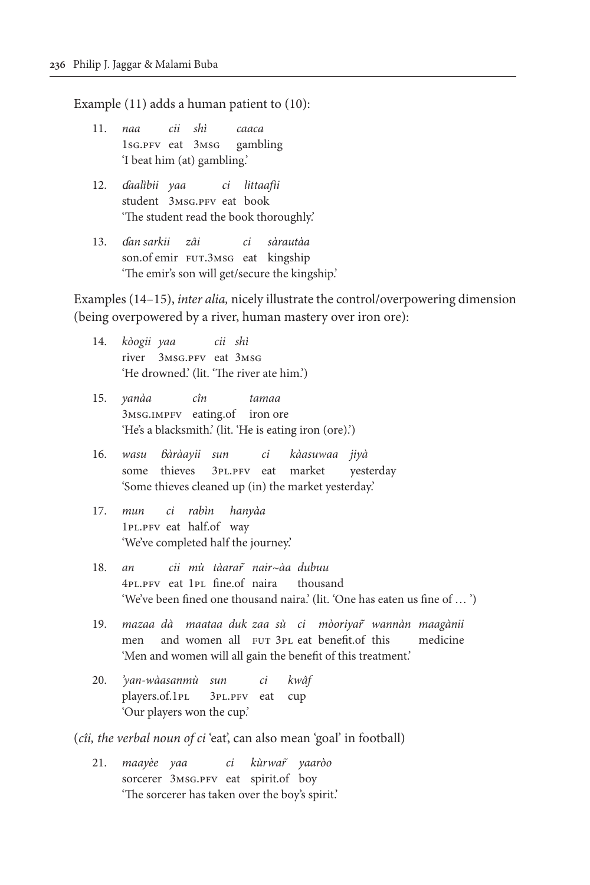Example (11) adds a human patient to (10):

11. *naa cii shì caaca*
    1SG.PFV eat 3MSG gambling
    'I beat him (at) gambling.'

12. *ɗaalìbii yaa ci littaafìi*
    student 3MSG.PFV eat book
    'The student read the book thoroughly.'

13. *ɗan sarkii zâi ci sàrautàa*
    son.of emir FUT.3MSG eat kingship
    'The emir's son will get/secure the kingship.'

Examples (14–15), *inter alia,* nicely illustrate the control/overpowering dimension (being overpowered by a river, human mastery over iron ore):

14. *kògii yaa cii shì*
    river 3MSG.PFV eat 3MSG
    'He drowned.' (lit. 'The river ate him.')

15. *yanàa cîn tamaa*
    3MSG.IMPFV eating.of iron ore
    'He's a blacksmith.' (lit. 'He is eating iron (ore).')

16. *wasu ɓàràayii sun ci kàasuwaa jiyà*
    some thieves 3PL.PFV eat market yesterday
    'Some thieves cleaned up (in) the market yesterday.'

17. *mun ci rabìn hanyàa*
    1PL.PFV eat half.of way
    'We've completed half the journey.'

18. *an cii mù tàarar̃ nair~àa dubuu*
    4PL.PFV eat 1PL fine.of naira thousand
    'We've been fined one thousand naira.' (lit. 'One has eaten us fine of … ')

19. *mazaa dà maataa duk zaa sù ci mòoriyar̃ wannàn maagànii*
    men and women all FUT 3PL eat benefit.of this medicine
    'Men and women will all gain the benefit of this treatment.'

20. *'yan-wàasanmù sun ci kwâf*
    players.of.1PL 3PL.PFV eat cup
    'Our players won the cup.'

(*cîi, the verbal noun of ci* 'eat', can also mean 'goal' in football)

21. *maayèe yaa ci kùrwar̃ yaaròo*
    sorcerer 3MSG.PFV eat spirit.of boy
    'The sorcerer has taken over the boy's spirit.'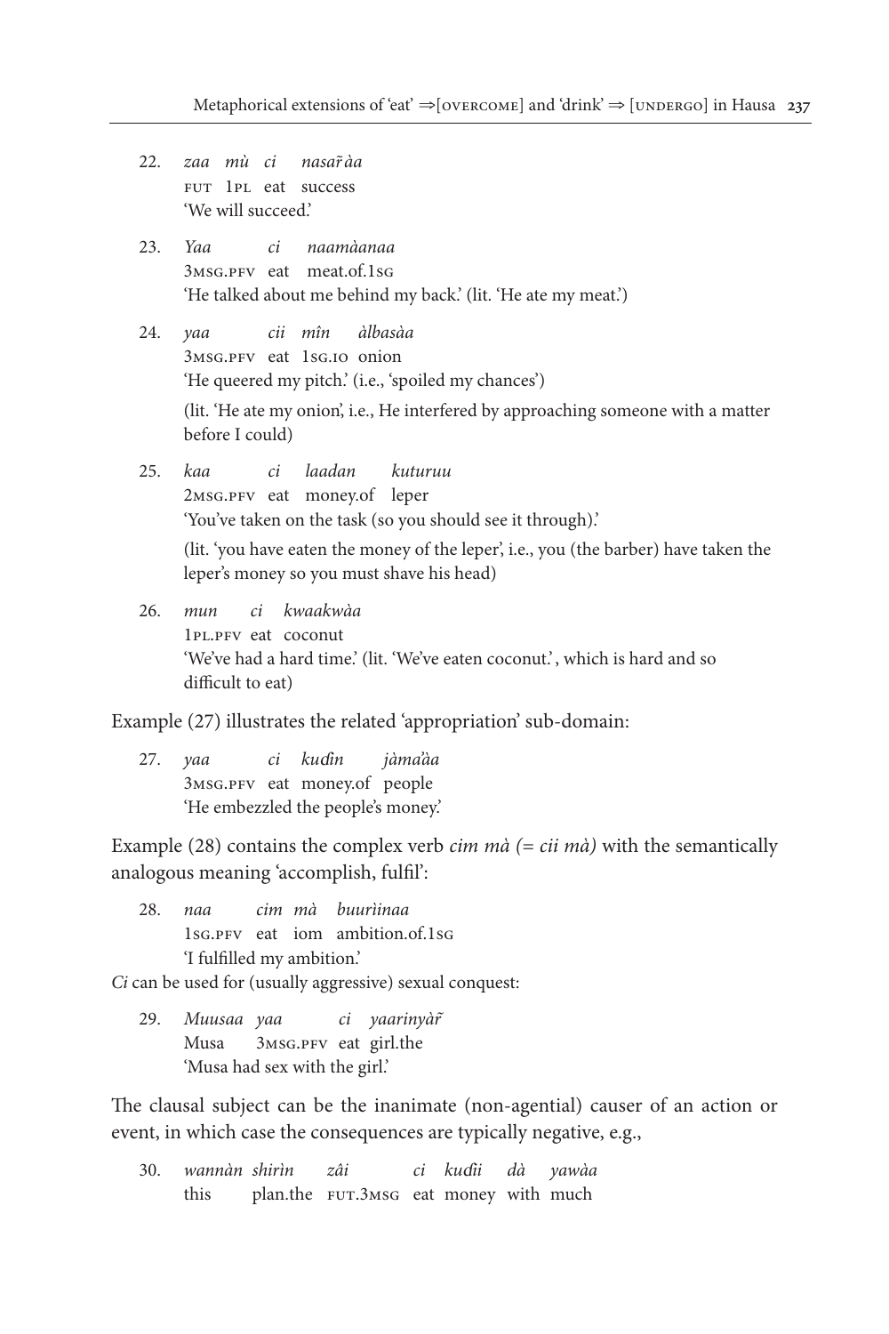22. *zaa mù ci nasar̃àa*  
FUT 1PL eat success  
'We will succeed.'

23. *Yaa ci naamàanaa*  
3MSG.PFV eat meat.of.1SG  
'He talked about me behind my back.' (lit. 'He ate my meat.')

24. *yaa cii mîn àlbasàa*  
3MSG.PFV eat 1SG.IO onion  
'He queered my pitch.' (i.e., 'spoiled my chances')  
(lit. 'He ate my onion', i.e., He interfered by approaching someone with a matter before I could)

25. *kaa ci laadan kuturuu*  
2MSG.PFV eat money.of leper  
'You've taken on the task (so you should see it through).'  
(lit. 'you have eaten the money of the leper', i.e., you (the barber) have taken the leper's money so you must shave his head)

26. *mun ci kwaakwàa*  
1PL.PFV eat coconut  
'We've had a hard time.' (lit. 'We've eaten coconut.', which is hard and so difficult to eat)

Example (27) illustrates the related 'appropriation' sub-domain:

27. *yaa ci kuɗin jàma'àa*  
3MSG.PFV eat money.of people  
'He embezzled the people's money.'

Example (28) contains the complex verb *cim mà (= cii mà)* with the semantically analogous meaning 'accomplish, fulfil':

28. *naa cim mà buurìinaa*  
1SG.PFV eat iom ambition.of.1SG  
'I fulfilled my ambition.'

*Ci* can be used for (usually aggressive) sexual conquest:

29. *Muusaa yaa ci yaarinyàr̃*  
Musa 3MSG.PFV eat girl.the  
'Musa had sex with the girl.'

The clausal subject can be the inanimate (non-agential) causer of an action or event, in which case the consequences are typically negative, e.g.,

30. *wannàn shirìn zâi ci kuɗii dà yawàa*  
this plan.the FUT.3MSG eat money with much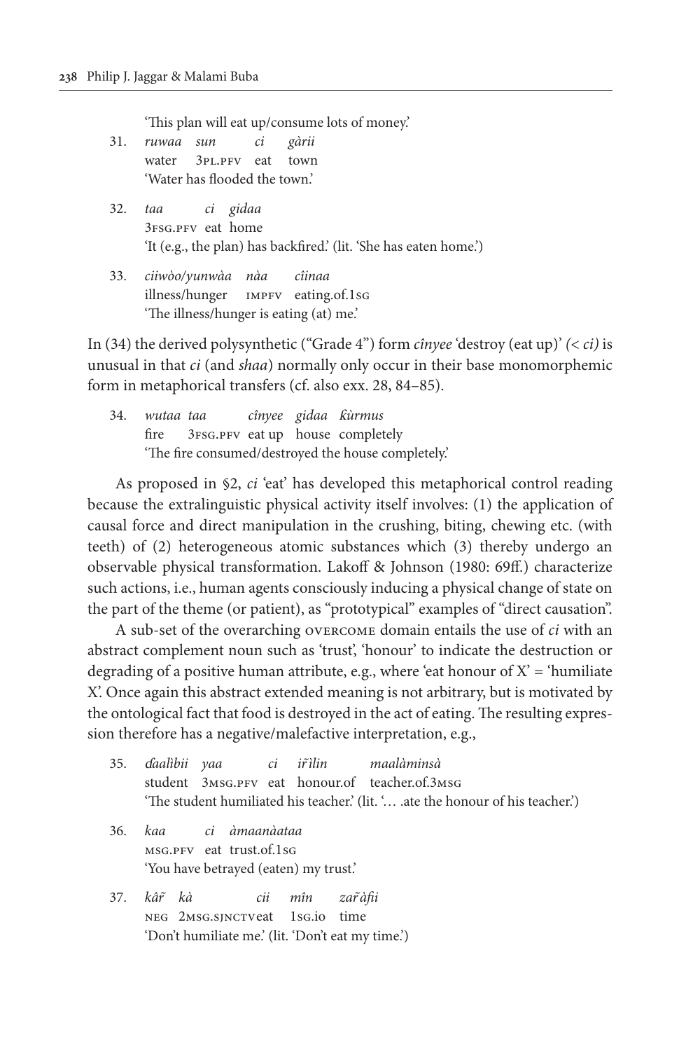'This plan will eat up/consume lots of money.'

31. *ruwaa sun ci gàrii*
    water 3PL.PFV eat town
    'Water has flooded the town.'

32. *taa ci gidaa*
    3FSG.PFV eat home
    'It (e.g., the plan) has backfired.' (lit. 'She has eaten home.')

33. *ciiwòo/yunwàa nàa cìinaa*
    illness/hunger IMPFV eating.of.1SG
    'The illness/hunger is eating (at) me.'

In (34) the derived polysynthetic ("Grade 4") form *cînyee* 'destroy (eat up)' *(< ci)* is unusual in that *ci* (and *shaa*) normally only occur in their base monomorphemic form in metaphorical transfers (cf. also exx. 28, 84–85).

34. *wutaa taa cînyee gidaa ƙùrmus*
    fire 3FSG.PFV eat up house completely
    'The fire consumed/destroyed the house completely.'

As proposed in §2, *ci* 'eat' has developed this metaphorical control reading because the extralinguistic physical activity itself involves: (1) the application of causal force and direct manipulation in the crushing, biting, chewing etc. (with teeth) of (2) heterogeneous atomic substances which (3) thereby undergo an observable physical transformation. Lakoff & Johnson (1980: 69ff.) characterize such actions, i.e., human agents consciously inducing a physical change of state on the part of the theme (or patient), as "prototypical" examples of "direct causation".

A sub-set of the overarching OVERCOME domain entails the use of *ci* with an abstract complement noun such as 'trust', 'honour' to indicate the destruction or degrading of a positive human attribute, e.g., where 'eat honour of X' = 'humiliate X'. Once again this abstract extended meaning is not arbitrary, but is motivated by the ontological fact that food is destroyed in the act of eating. The resulting expression therefore has a negative/malefactive interpretation, e.g.,

35. *ɗaalìbii yaa ci ir̃ìlin maalàminsà*
    student 3MSG.PFV eat honour.of teacher.of.3MSG
    'The student humiliated his teacher.' (lit. '… .ate the honour of his teacher.')

36. *kaa ci àmaanàataa*
    MSG.PFV eat trust.of.1SG
    'You have betrayed (eaten) my trust.'

37. *kâr̃ kà cii mîn zar̃àfii*
    NEG 2MSG.SJNCT eat 1SG.IO time
    'Don't humiliate me.' (lit. 'Don't eat my time.')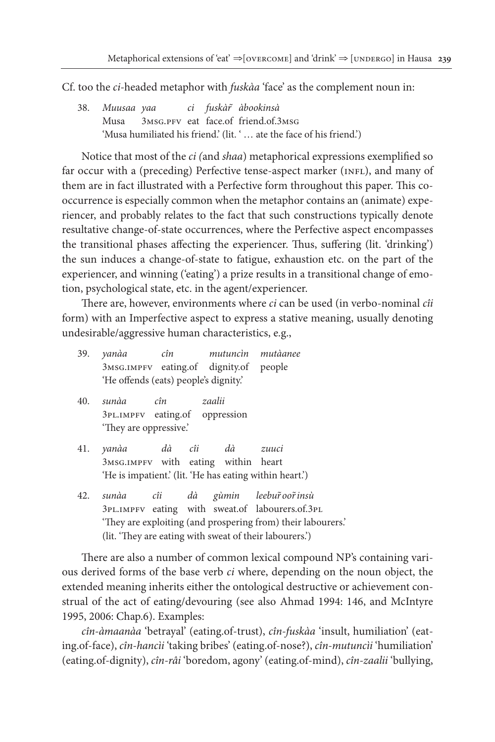Cf. too the *ci*-headed metaphor with *fuskàa* 'face' as the complement noun in:

38. *Muusaa yaa ci fuskàr̃ àbookinsà*
    Musa 3MSG.PFV eat face.of friend.of.3MSG
    'Musa humiliated his friend.' (lit. ' … ate the face of his friend.')

Notice that most of the *ci (*and *shaa*) metaphorical expressions exemplified so far occur with a (preceding) Perfective tense-aspect marker (INFL), and many of them are in fact illustrated with a Perfective form throughout this paper. This co-occurrence is especially common when the metaphor contains an (animate) experiencer, and probably relates to the fact that such constructions typically denote resultative change-of-state occurrences, where the Perfective aspect encompasses the transitional phases affecting the experiencer. Thus, suffering (lit. 'drinking') the sun induces a change-of-state to fatigue, exhaustion etc. on the part of the experiencer, and winning ('eating') a prize results in a transitional change of emotion, psychological state, etc. in the agent/experiencer.

There are, however, environments where *ci* can be used (in verbo-nominal *cîi* form) with an Imperfective aspect to express a stative meaning, usually denoting undesirable/aggressive human characteristics, e.g.,

39. *yanàa cîn mutuncìn mutàanee*
    3MSG.IMPFV eating.of dignity.of people
    'He offends (eats) people's dignity.'

40. *sunàa cîn zaalii*
    3PL.IMPFV eating.of oppression
    'They are oppressive.'

41. *yanàa dà cîi dà zuuci*
    3MSG.IMPFV with eating within heart
    'He is impatient.' (lit. 'He has eating within heart.')

42. *sunàa cîi dà gùmin leebur̃oor̃insù*
    3PL.IMPFV eating with sweat.of labourers.of.3PL
    'They are exploiting (and prospering from) their labourers.'
    (lit. 'They are eating with sweat of their labourers.')

There are also a number of common lexical compound NP's containing various derived forms of the base verb *ci* where, depending on the noun object, the extended meaning inherits either the ontological destructive or achievement construal of the act of eating/devouring (see also Ahmad 1994: 146, and McIntyre 1995, 2006: Chap.6). Examples:

*cîn-àmaanàa* 'betrayal' (eating.of-trust), *cîn-fuskàa* 'insult, humiliation' (eating.of-face), *cîn-hancìi* 'taking bribes' (eating.of-nose?), *cîn-mutuncìi* 'humiliation' (eating.of-dignity), *cîn-râi* 'boredom, agony' (eating.of-mind), *cîn-zaalii* 'bullying,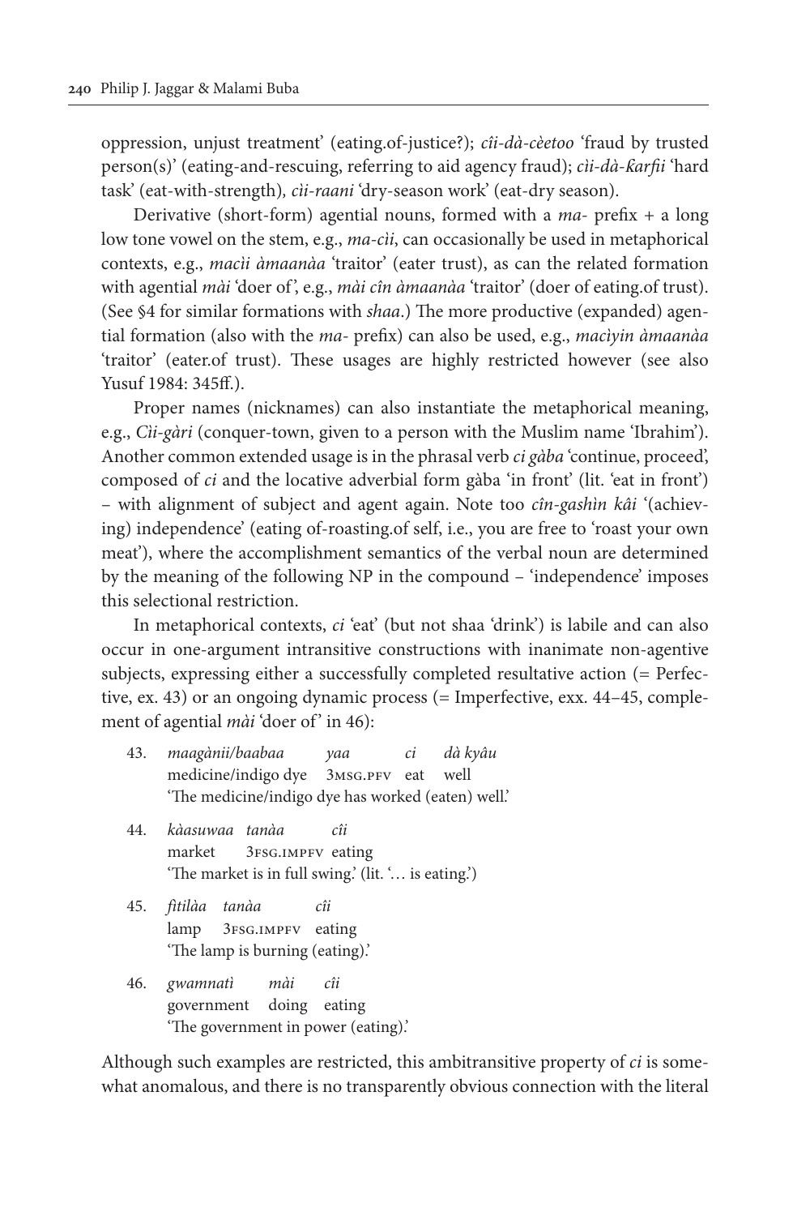oppression, unjust treatment' (eating.of-justice?); *cîi-dà-cèetoo* 'fraud by trusted person(s)' (eating-and-rescuing, referring to aid agency fraud); *cìi-dà-ƙarfii* 'hard task' (eat-with-strength), *cìi-raani* 'dry-season work' (eat-dry season).

Derivative (short-form) agential nouns, formed with a *ma-* prefix + a long low tone vowel on the stem, e.g., *ma-cìi*, can occasionally be used in metaphorical contexts, e.g., *macìi àmaanàa* 'traitor' (eater trust), as can the related formation with agential *mài* 'doer of', e.g., *mài cîn àmaanàa* 'traitor' (doer of eating.of trust). (See §4 for similar formations with *shaa*.) The more productive (expanded) agential formation (also with the *ma-* prefix) can also be used, e.g., *macìyin àmaanàa* 'traitor' (eater.of trust). These usages are highly restricted however (see also Yusuf 1984: 345ff.).

Proper names (nicknames) can also instantiate the metaphorical meaning, e.g., *Cìi-gàri* (conquer-town, given to a person with the Muslim name 'Ibrahim'). Another common extended usage is in the phrasal verb *ci gàba* 'continue, proceed', composed of *ci* and the locative adverbial form gàba 'in front' (lit. 'eat in front') – with alignment of subject and agent again. Note too *cîn-gashìn kâi* '(achieving) independence' (eating of-roasting.of self, i.e., you are free to 'roast your own meat'), where the accomplishment semantics of the verbal noun are determined by the meaning of the following NP in the compound – 'independence' imposes this selectional restriction.

In metaphorical contexts, *ci* 'eat' (but not shaa 'drink') is labile and can also occur in one-argument intransitive constructions with inanimate non-agentive subjects, expressing either a successfully completed resultative action (= Perfective, ex. 43) or an ongoing dynamic process (= Imperfective, exx. 44–45, complement of agential *mài* 'doer of' in 46):

43. *maagànii/baabaa yaa ci dà kyâu*
    medicine/indigo dye 3MSG.PFV eat well
    'The medicine/indigo dye has worked (eaten) well.'

44. *kàasuwaa tanàa cîi*
    market 3FSG.IMPFV eating
    'The market is in full swing.' (lit. '… is eating.')

45. *fitilàa tanàa cîi*
    lamp 3FSG.IMPFV eating
    'The lamp is burning (eating).'

46. *gwamnatì mài cîi*
    government doing eating
    'The government in power (eating).'

Although such examples are restricted, this ambitransitive property of *ci* is somewhat anomalous, and there is no transparently obvious connection with the literal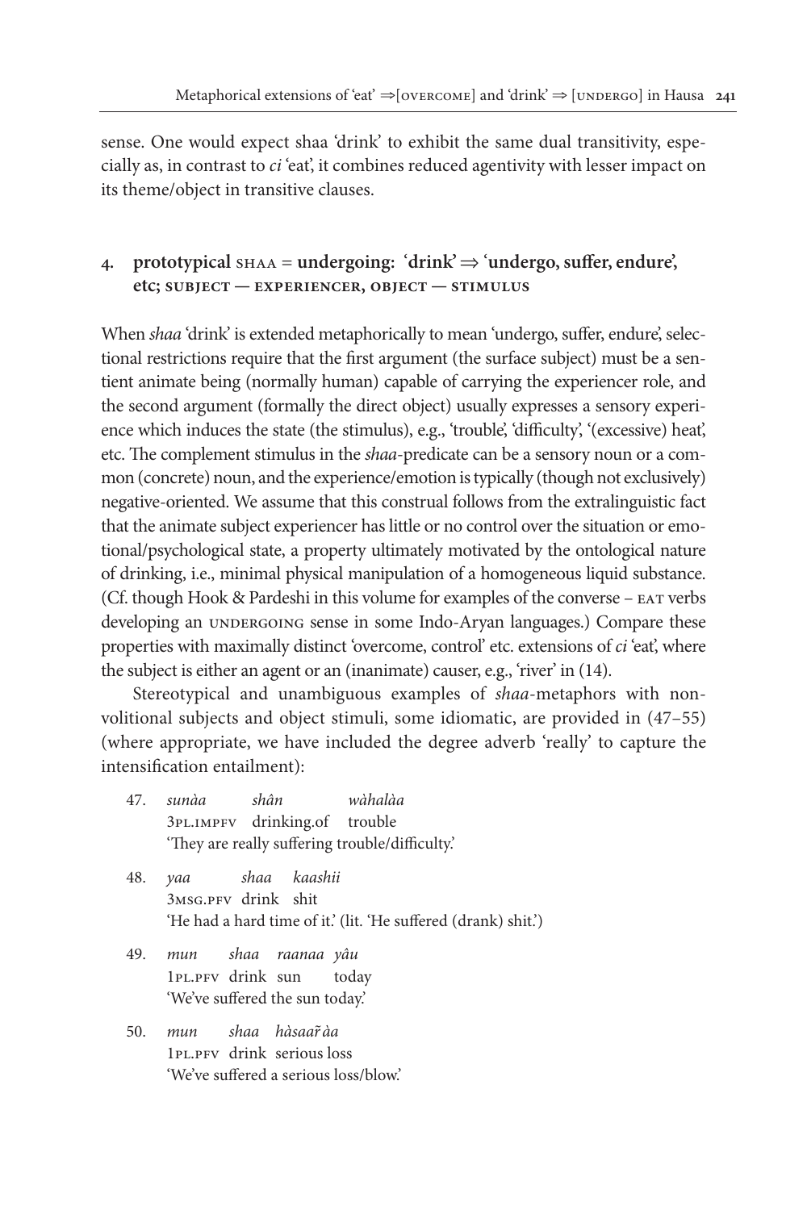sense. One would expect shaa 'drink' to exhibit the same dual transitivity, especially as, in contrast to *ci* 'eat', it combines reduced agentivity with lesser impact on its theme/object in transitive clauses.

## 4. prototypical SHAA = undergoing: 'drink' ⇒ 'undergo, suffer, endure', etc; SUBJECT — EXPERIENCER, OBJECT — STIMULUS

When *shaa* 'drink' is extended metaphorically to mean 'undergo, suffer, endure', selectional restrictions require that the first argument (the surface subject) must be a sentient animate being (normally human) capable of carrying the experiencer role, and the second argument (formally the direct object) usually expresses a sensory experience which induces the state (the stimulus), e.g., 'trouble', 'difficulty', '(excessive) heat', etc. The complement stimulus in the *shaa*-predicate can be a sensory noun or a common (concrete) noun, and the experience/emotion is typically (though not exclusively) negative-oriented. We assume that this construal follows from the extralinguistic fact that the animate subject experiencer has little or no control over the situation or emotional/psychological state, a property ultimately motivated by the ontological nature of drinking, i.e., minimal physical manipulation of a homogeneous liquid substance. (Cf. though Hook & Pardeshi in this volume for examples of the converse – EAT verbs developing an UNDERGOING sense in some Indo-Aryan languages.) Compare these properties with maximally distinct 'overcome, control' etc. extensions of *ci* 'eat', where the subject is either an agent or an (inanimate) causer, e.g., 'river' in (14).

Stereotypical and unambiguous examples of *shaa*-metaphors with non-volitional subjects and object stimuli, some idiomatic, are provided in (47–55) (where appropriate, we have included the degree adverb 'really' to capture the intensification entailment):

47. *sunàa shân wàhalàa*
 3PL.IMPFV drinking.of trouble
 'They are really suffering trouble/difficulty.'

48. *yaa shaa kaashii*
 3MSG.PFV drink shit
 'He had a hard time of it.' (lit. 'He suffered (drank) shit.')

49. *mun shaa raanaa yâu*
 1PL.PFV drink sun today
 'We've suffered the sun today.'

50. *mun shaa hàsaar̃àa*
 1PL.PFV drink serious loss
 'We've suffered a serious loss/blow.'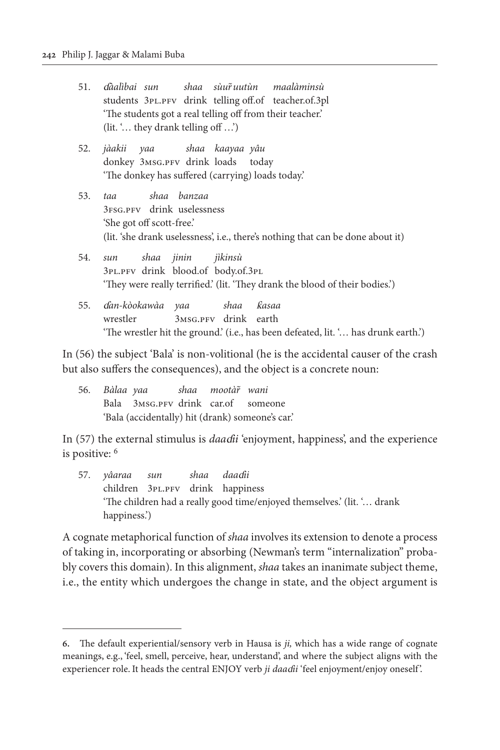51. *ɗàalìbai sun shaa sùuřuutùn maalàminsù*
    students 3PL.PFV drink telling off.of teacher.of.3pl
    'The students got a real telling off from their teacher.'
    (lit. '… they drank telling off …')

52. *jàakii yaa shaa kaayaa yâu*
    donkey 3MSG.PFV drink loads today
    'The donkey has suffered (carrying) loads today.'

53. *taa shaa banzaa*
    3FSG.PFV drink uselessness
    'She got off scott-free.'
    (lit. 'she drank uselessness', i.e., there's nothing that can be done about it)

54. *sun shaa jinin jìkinsù*
    3PL.PFV drink blood.of body.of.3PL
    'They were really terrified.' (lit. 'They drank the blood of their bodies.')

55. *ɗan-kòokawàa yaa shaa ƙasaa*
    wrestler 3MSG.PFV drink earth
    'The wrestler hit the ground.' (i.e., has been defeated, lit. '… has drunk earth.')

In (56) the subject 'Bala' is non-volitional (he is the accidental causer of the crash but also suffers the consequences), and the object is a concrete noun:

56. *Bàlaa yaa shaa mootàř wani*
    Bala 3MSG.PFV drink car.of someone
    'Bala (accidentally) hit (drank) someone's car.'

In (57) the external stimulus is *daaɗii* 'enjoyment, happiness', and the experience is positive: [6]

57. *yâaraa sun shaa daaɗii*
    children 3PL.PFV drink happiness
    'The children had a really good time/enjoyed themselves.' (lit. '… drank happiness.')

A cognate metaphorical function of *shaa* involves its extension to denote a process of taking in, incorporating or absorbing (Newman's term "internalization" probably covers this domain). In this alignment, *shaa* takes an inanimate subject theme, i.e., the entity which undergoes the change in state, and the object argument is

---

6. The default experiential/sensory verb in Hausa is *ji,* which has a wide range of cognate meanings, e.g., 'feel, smell, perceive, hear, understand', and where the subject aligns with the experiencer role. It heads the central ENJOY verb *ji daaɗii* 'feel enjoyment/enjoy oneself'.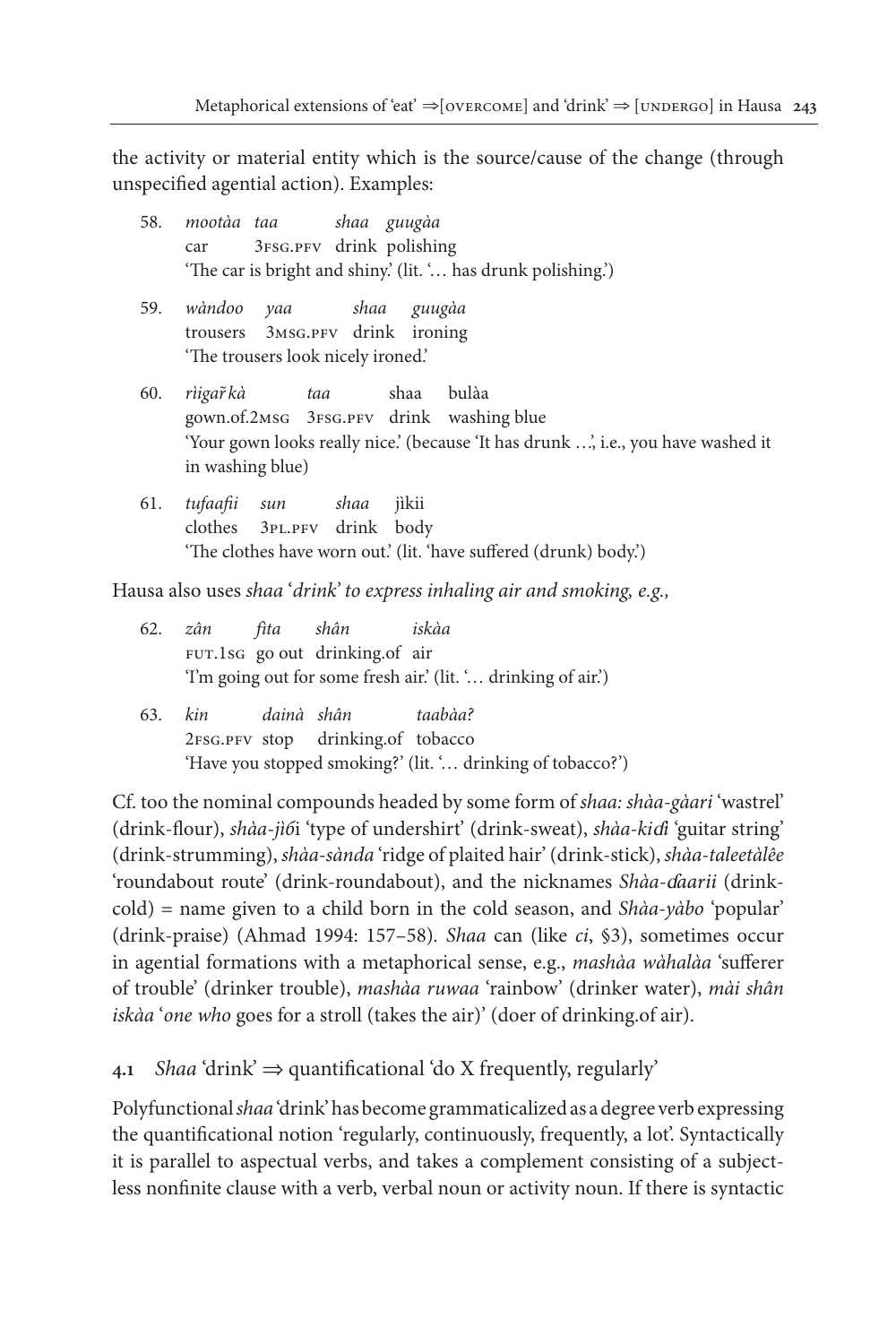the activity or material entity which is the source/cause of the change (through unspecified agential action). Examples:

58. *mootàa taa shaa guugàa*
    car 3FSG.PFV drink polishing
    'The car is bright and shiny.' (lit. '… has drunk polishing.')

59. *wàndoo yaa shaa guugàa*
    trousers 3MSG.PFV drink ironing
    'The trousers look nicely ironed.'

60. *rìigar̃kà taa* shaa bulàa
    gown.of.2MSG 3FSG.PFV drink washing blue
    'Your gown looks really nice.' (because 'It has drunk …', i.e., you have washed it in washing blue)

61. *tufaafii sun shaa* jìkii
    clothes 3PL.PFV drink body
    'The clothes have worn out.' (lit. 'have suffered (drunk) body.')

Hausa also uses *shaa* '*drink' to express inhaling air and smoking, e.g.,*

62. *zân fita shân iskàa*
    FUT.1SG go out drinking.of air
    'I'm going out for some fresh air.' (lit. '… drinking of air.')

63. *kin dainà shân taabàa?*
    2FSG.PFV stop drinking.of tobacco
    'Have you stopped smoking?' (lit. '… drinking of tobacco?')

Cf. too the nominal compounds headed by some form of *shaa: shàa-gàari* 'wastrel' (drink-flour), *shàa-jìɓ*i 'type of undershirt' (drink-sweat), *shàa-kiɗi* 'guitar string' (drink-strumming), *shàa-sànda* 'ridge of plaited hair' (drink-stick), *shàa-taleetàlêe* 'roundabout route' (drink-roundabout), and the nicknames *Shàa-ɗaarii* (drink-cold) = name given to a child born in the cold season, and *Shàa-yàbo* 'popular' (drink-praise) (Ahmad 1994: 157–58)*. Shaa* can (like *ci*, §3), sometimes occur in agential formations with a metaphorical sense, e.g., *mashàa wàhalàa* 'sufferer of trouble' (drinker trouble), *mashàa ruwaa* 'rainbow' (drinker water), *mài shân iskàa* '*one who* goes for a stroll (takes the air)' (doer of drinking.of air).

### 4.1 *Shaa* 'drink' ⇒ quantificational 'do X frequently, regularly'

Polyfunctional *shaa* 'drink' has become grammaticalized as a degree verb expressing the quantificational notion 'regularly, continuously, frequently, a lot'. Syntactically it is parallel to aspectual verbs, and takes a complement consisting of a subjectless nonfinite clause with a verb, verbal noun or activity noun. If there is syntactic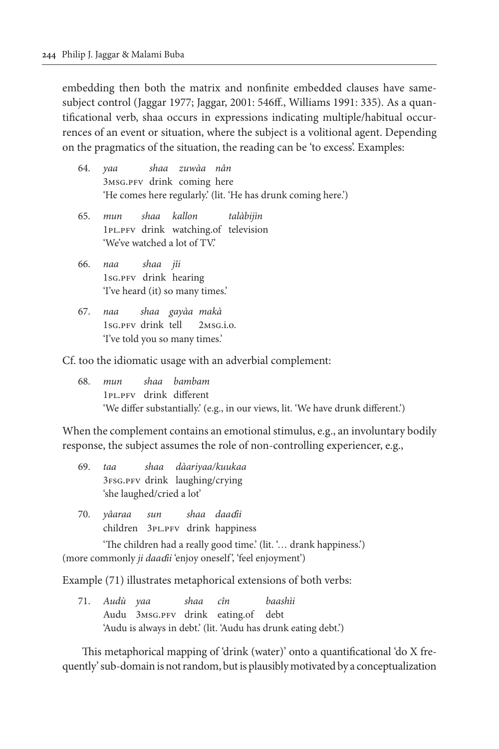embedding then both the matrix and nonfinite embedded clauses have same-subject control (Jaggar 1977; Jaggar, 2001: 546ff., Williams 1991: 335). As a quantificational verb, shaa occurs in expressions indicating multiple/habitual occurrences of an event or situation, where the subject is a volitional agent. Depending on the pragmatics of the situation, the reading can be 'to excess'. Examples:

64. *yaa shaa zuwàa nân*  
 3MSG.PFV drink coming here  
 'He comes here regularly.' (lit. 'He has drunk coming here.')

65. *mun shaa kallon talàbijìn*  
 1PL.PFV drink watching.of television  
 'We've watched a lot of TV.'

66. *naa shaa jîi*  
 1SG.PFV drink hearing  
 'I've heard (it) so many times.'

67. *naa shaa gayàa makà*  
 1SG.PFV drink tell 2MSG.i.o.  
 'I've told you so many times.'

Cf. too the idiomatic usage with an adverbial complement:

68. *mun shaa bambam*  
 1PL.PFV drink different  
 'We differ substantially.' (e.g., in our views, lit. 'We have drunk different.')

When the complement contains an emotional stimulus, e.g., an involuntary bodily response, the subject assumes the role of non-controlling experiencer, e.g.,

69. *taa shaa dàariyaa/kuukaa*  
 3FSG.PFV drink laughing/crying  
 'she laughed/cried a lot'

70. *yâaraa sun shaa daaɗii*  
 children 3PL.PFV drink happiness  
 'The children had a really good time.' (lit. '… drank happiness.')  
(more commonly *ji daaɗii* 'enjoy oneself', 'feel enjoyment')

Example (71) illustrates metaphorical extensions of both verbs:

71. *Audù yaa shaa cîn baashìi*  
 Audu 3MSG.PFV drink eating.of debt  
 'Audu is always in debt.' (lit. 'Audu has drunk eating debt.')

This metaphorical mapping of 'drink (water)' onto a quantificational 'do X frequently' sub-domain is not random, but is plausibly motivated by a conceptualization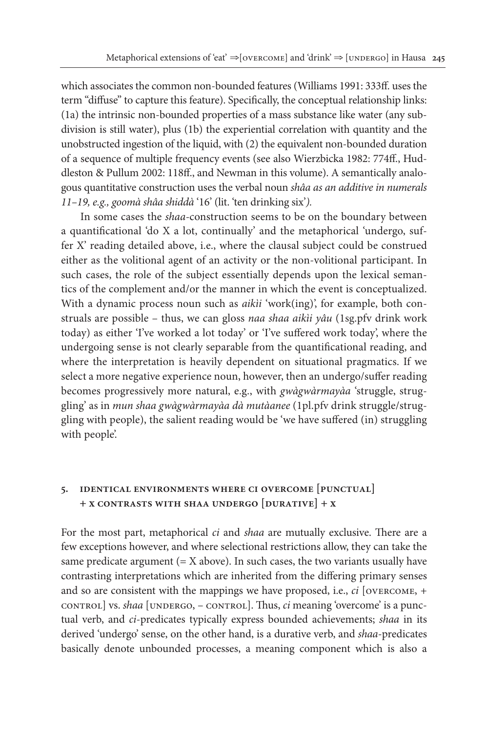which associates the common non-bounded features (Williams 1991: 333ff. uses the term "diffuse" to capture this feature). Specifically, the conceptual relationship links: (1a) the intrinsic non-bounded properties of a mass substance like water (any subdivision is still water), plus (1b) the experiential correlation with quantity and the unobstructed ingestion of the liquid, with (2) the equivalent non-bounded duration of a sequence of multiple frequency events (see also Wierzbicka 1982: 774ff., Huddleston & Pullum 2002: 118ff., and Newman in this volume). A semantically analogous quantitative construction uses the verbal noun *shâa as an additive in numerals 11–19, e.g., goomà shâa shiddà* '16' (lit. 'ten drinking six'*).*

In some cases the *shaa*-construction seems to be on the boundary between a quantificational 'do X a lot, continually' and the metaphorical 'undergo, suffer X' reading detailed above, i.e., where the clausal subject could be construed either as the volitional agent of an activity or the non-volitional participant. In such cases, the role of the subject essentially depends upon the lexical semantics of the complement and/or the manner in which the event is conceptualized. With a dynamic process noun such as *aikìi* 'work(ing)', for example, both construals are possible – thus, we can gloss *naa shaa aikìi yâu* (1sg.pfv drink work today) as either 'I've worked a lot today' or 'I've suffered work today', where the undergoing sense is not clearly separable from the quantificational reading, and where the interpretation is heavily dependent on situational pragmatics. If we select a more negative experience noun, however, then an undergo/suffer reading becomes progressively more natural, e.g., with *gwàgwàrmayàa* 'struggle, struggling' as in *mun shaa gwàgwàrmayàa dà mutàanee* (1pl.pfv drink struggle/struggling with people), the salient reading would be 'we have suffered (in) struggling with people'.

## 5. Identical environments where ci overcome [punctual] + x contrasts with shaa undergo [durative] + x

For the most part, metaphorical *ci* and *shaa* are mutually exclusive. There are a few exceptions however, and where selectional restrictions allow, they can take the same predicate argument (= X above). In such cases, the two variants usually have contrasting interpretations which are inherited from the differing primary senses and so are consistent with the mappings we have proposed, i.e., *ci* [OVERCOME, + CONTROL] vs. *shaa* [UNDERGO, – CONTROL]. Thus, *ci* meaning 'overcome' is a punctual verb, and *ci*-predicates typically express bounded achievements; *shaa* in its derived 'undergo' sense, on the other hand, is a durative verb, and *shaa*-predicates basically denote unbounded processes, a meaning component which is also a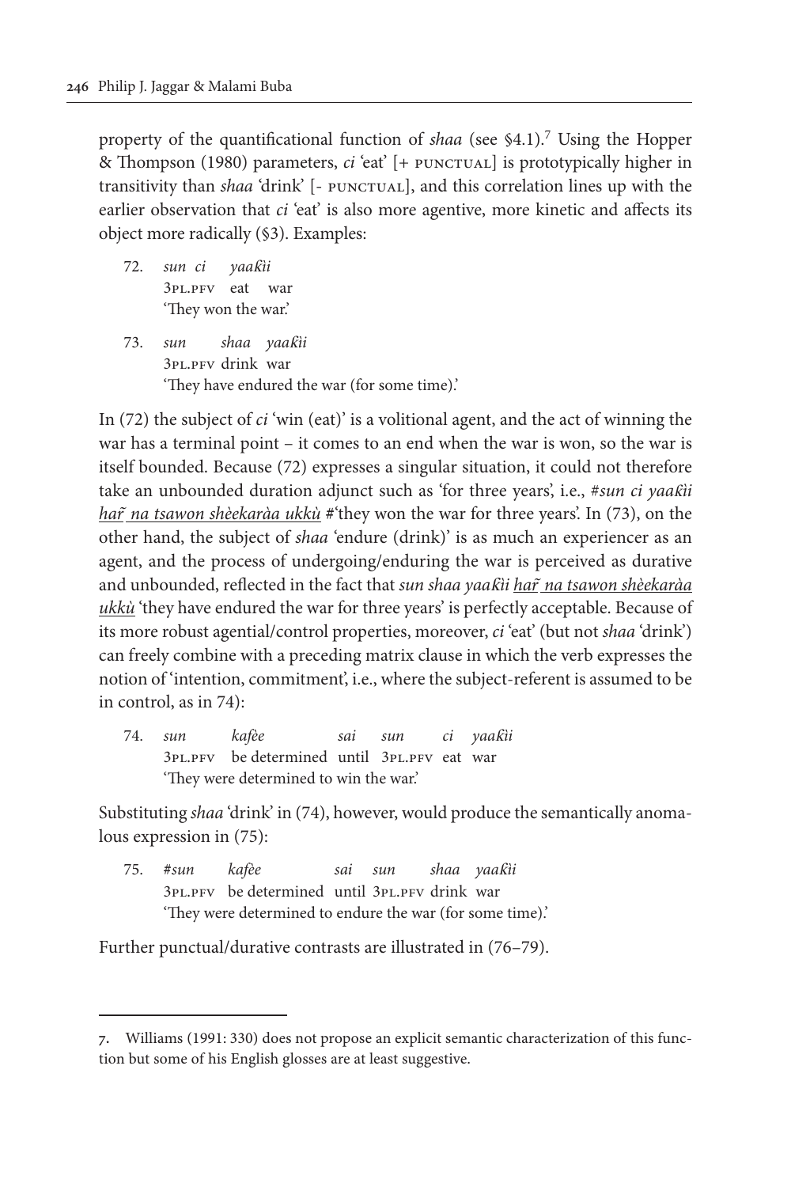property of the quantificational function of *shaa* (see §4.1).[7] Using the Hopper & Thompson (1980) parameters, *ci* 'eat' [+ PUNCTUAL] is prototypically higher in transitivity than *shaa* 'drink' [- PUNCTUAL], and this correlation lines up with the earlier observation that *ci* 'eat' is also more agentive, more kinetic and affects its object more radically (§3). Examples:

72. *sun ci yaaƙìi*
    3PL.PFV eat war
    'They won the war.'

73. *sun shaa yaaƙìi*
    3PL.PFV drink war
    'They have endured the war (for some time).'

In (72) the subject of *ci* 'win (eat)' is a volitional agent, and the act of winning the war has a terminal point – it comes to an end when the war is won, so the war is itself bounded. Because (72) expresses a singular situation, it could not therefore take an unbounded duration adjunct such as 'for three years', i.e., #*sun ci yaaƙìi* *<u>har̃ na tsawon shèekaràa ukkù</u>* #'they won the war for three years'. In (73), on the other hand, the subject of *shaa* 'endure (drink)' is as much an experiencer as an agent, and the process of undergoing/enduring the war is perceived as durative and unbounded, reflected in the fact that *sun shaa yaaƙìi* *<u>har̃ na tsawon shèekaràa ukkù</u>* 'they have endured the war for three years' is perfectly acceptable. Because of its more robust agential/control properties, moreover, *ci* 'eat' (but not *shaa* 'drink') can freely combine with a preceding matrix clause in which the verb expresses the notion of 'intention, commitment', i.e., where the subject-referent is assumed to be in control, as in 74):

74. *sun kafèe sai sun ci yaaƙìi*
    3PL.PFV be determined until 3PL.PFV eat war
    'They were determined to win the war.'

Substituting *shaa* 'drink' in (74), however, would produce the semantically anomalous expression in (75):

75. #*sun kafèe sai sun shaa yaaƙìi*
    3PL.PFV be determined until 3PL.PFV drink war
    'They were determined to endure the war (for some time).'

Further punctual/durative contrasts are illustrated in (76–79).

---

7. Williams (1991: 330) does not propose an explicit semantic characterization of this function but some of his English glosses are at least suggestive.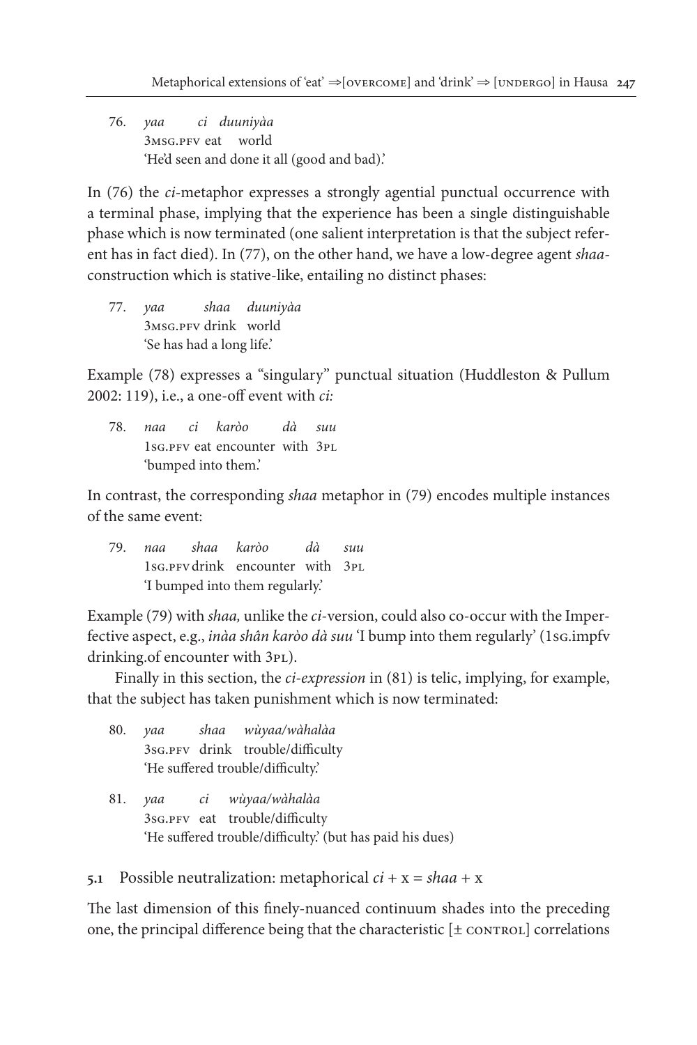76. *yaa ci duuniyàa*
 3MSG.PFV eat world
 'He'd seen and done it all (good and bad).'

In (76) the *ci*-metaphor expresses a strongly agential punctual occurrence with a terminal phase, implying that the experience has been a single distinguishable phase which is now terminated (one salient interpretation is that the subject referent has in fact died). In (77), on the other hand, we have a low-degree agent *shaa*-construction which is stative-like, entailing no distinct phases:

77. *yaa shaa duuniyàa*
 3MSG.PFV drink world
 'Se has had a long life.'

Example (78) expresses a "singulary" punctual situation (Huddleston & Pullum 2002: 119), i.e., a one-off event with *ci:*

78. *naa ci karòo dà suu*
 1SG.PFV eat encounter with 3PL
 'bumped into them.'

In contrast, the corresponding *shaa* metaphor in (79) encodes multiple instances of the same event:

79. *naa shaa karòo dà suu*
 1SG.PFV drink encounter with 3PL
 'I bumped into them regularly.'

Example (79) with *shaa,* unlike the *ci*-version, could also co-occur with the Imperfective aspect, e.g., *inàa shân karòo dà suu* 'I bump into them regularly' (1SG.impfv drinking.of encounter with 3PL).

Finally in this section, the *ci-expression* in (81) is telic, implying, for example, that the subject has taken punishment which is now terminated:

80. *yaa shaa wùyaa/wàhalàa*
 3SG.PFV drink trouble/difficulty
 'He suffered trouble/difficulty.'

81. *yaa ci wùyaa/wàhalàa*
 3SG.PFV eat trouble/difficulty
 'He suffered trouble/difficulty.' (but has paid his dues)

## 5.1 Possible neutralization: metaphorical *ci* + x = *shaa* + x

The last dimension of this finely-nuanced continuum shades into the preceding one, the principal difference being that the characteristic [± CONTROL] correlations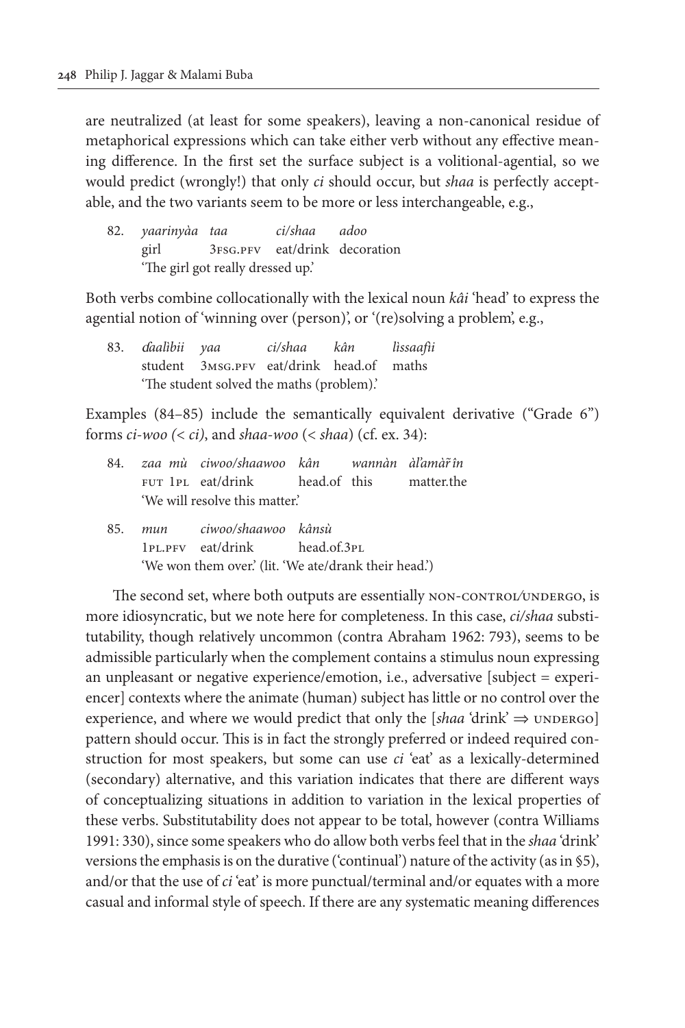are neutralized (at least for some speakers), leaving a non-canonical residue of metaphorical expressions which can take either verb without any effective meaning difference. In the first set the surface subject is a volitional-agential, so we would predict (wrongly!) that only *ci* should occur, but *shaa* is perfectly acceptable, and the two variants seem to be more or less interchangeable, e.g.,

82. *yaarinyàa taa ci/shaa adoo*
    girl 3FSG.PFV eat/drink decoration
    'The girl got really dressed up.'

Both verbs combine collocationally with the lexical noun *kâi* 'head' to express the agential notion of 'winning over (person)', or '(re)solving a problem', e.g.,

83. *ɗaalìbii yaa ci/shaa kân lìssaafìi*
    student 3MSG.PFV eat/drink head.of maths
    'The student solved the maths (problem).'

Examples (84–85) include the semantically equivalent derivative ("Grade 6") forms *ci-woo (< ci)*, and *shaa-woo* (< *shaa*) (cf. ex. 34):

84. *zaa mù ciwoo/shaawoo kân wannàn àl'amàr̃în*
    FUT 1PL eat/drink head.of this matter.the
    'We will resolve this matter.'

85. *mun ciwoo/shaawoo kânsù*
    1PL.PFV eat/drink head.of.3PL
    'We won them over.' (lit. 'We ate/drank their head.')

The second set, where both outputs are essentially NON-CONTROL/UNDERGO, is more idiosyncratic, but we note here for completeness. In this case, *ci/shaa* substitutability, though relatively uncommon (contra Abraham 1962: 793), seems to be admissible particularly when the complement contains a stimulus noun expressing an unpleasant or negative experience/emotion, i.e., adversative [subject = experiencer] contexts where the animate (human) subject has little or no control over the experience, and where we would predict that only the [*shaa* 'drink' ⇒ UNDERGO] pattern should occur. This is in fact the strongly preferred or indeed required construction for most speakers, but some can use *ci* 'eat' as a lexically-determined (secondary) alternative, and this variation indicates that there are different ways of conceptualizing situations in addition to variation in the lexical properties of these verbs. Substitutability does not appear to be total, however (contra Williams 1991: 330), since some speakers who do allow both verbs feel that in the *shaa* 'drink' versions the emphasis is on the durative ('continual') nature of the activity (as in §5), and/or that the use of *ci* 'eat' is more punctual/terminal and/or equates with a more casual and informal style of speech. If there are any systematic meaning differences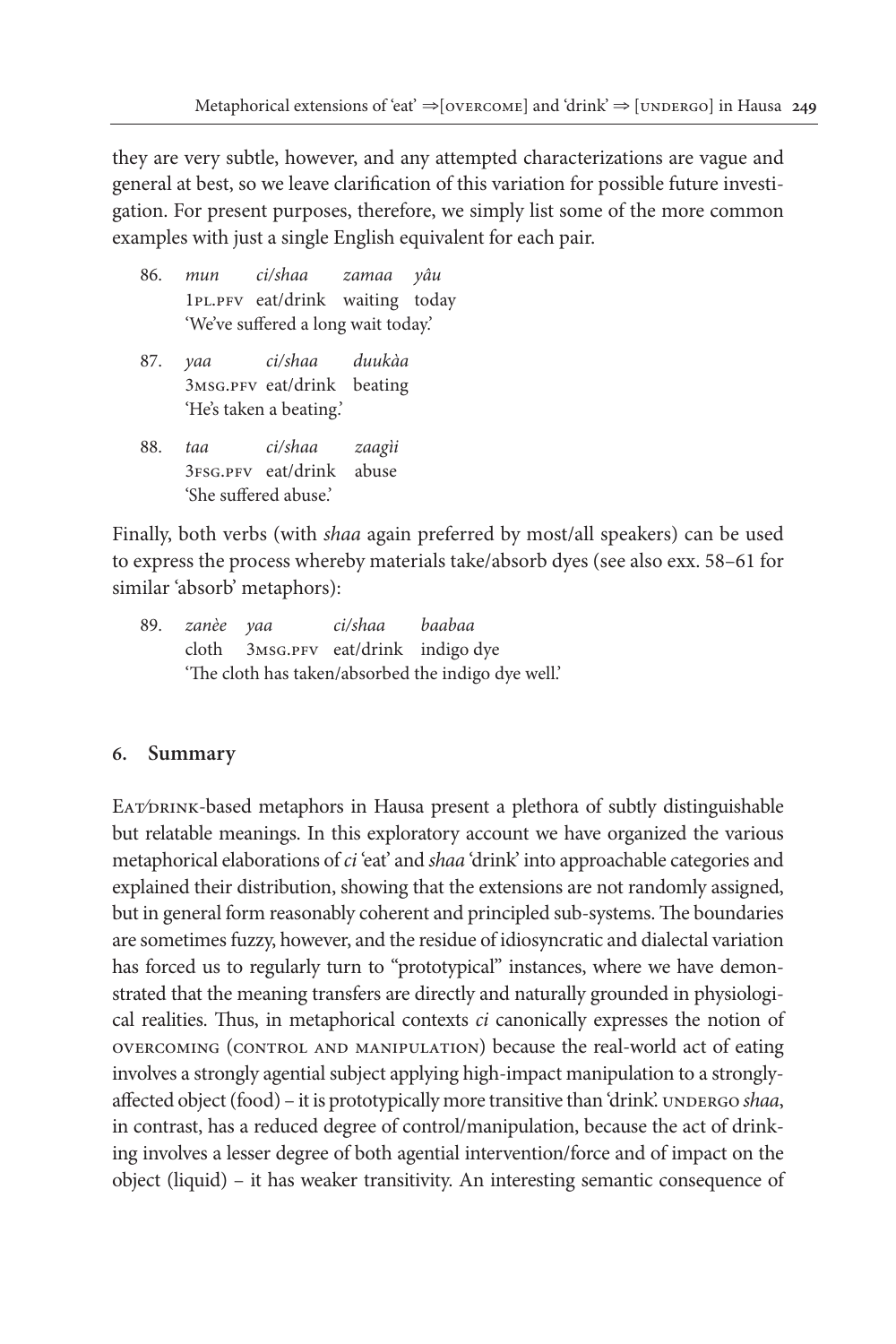they are very subtle, however, and any attempted characterizations are vague and general at best, so we leave clarification of this variation for possible future investigation. For present purposes, therefore, we simply list some of the more common examples with just a single English equivalent for each pair.

86. *mun ci/shaa zamaa yâu*
    1PL.PFV eat/drink waiting today
    'We've suffered a long wait today.'

87. *yaa ci/shaa duukàa*
    3MSG.PFV eat/drink beating
    'He's taken a beating.'

88. *taa ci/shaa zaagìi*
    3FSG.PFV eat/drink abuse
    'She suffered abuse.'

Finally, both verbs (with *shaa* again preferred by most/all speakers) can be used to express the process whereby materials take/absorb dyes (see also exx. 58–61 for similar 'absorb' metaphors):

89. *zanèe yaa ci/shaa baabaa*
    cloth 3MSG.PFV eat/drink indigo dye
    'The cloth has taken/absorbed the indigo dye well.'

## 6. Summary

EAT/DRINK-based metaphors in Hausa present a plethora of subtly distinguishable but relatable meanings. In this exploratory account we have organized the various metaphorical elaborations of *ci* 'eat' and *shaa* 'drink' into approachable categories and explained their distribution, showing that the extensions are not randomly assigned, but in general form reasonably coherent and principled sub-systems. The boundaries are sometimes fuzzy, however, and the residue of idiosyncratic and dialectal variation has forced us to regularly turn to "prototypical" instances, where we have demonstrated that the meaning transfers are directly and naturally grounded in physiological realities. Thus, in metaphorical contexts *ci* canonically expresses the notion of OVERCOMING (CONTROL AND MANIPULATION) because the real-world act of eating involves a strongly agential subject applying high-impact manipulation to a strongly-affected object (food) – it is prototypically more transitive than 'drink'. UNDERGO *shaa*, in contrast, has a reduced degree of control/manipulation, because the act of drinking involves a lesser degree of both agential intervention/force and of impact on the object (liquid) – it has weaker transitivity. An interesting semantic consequence of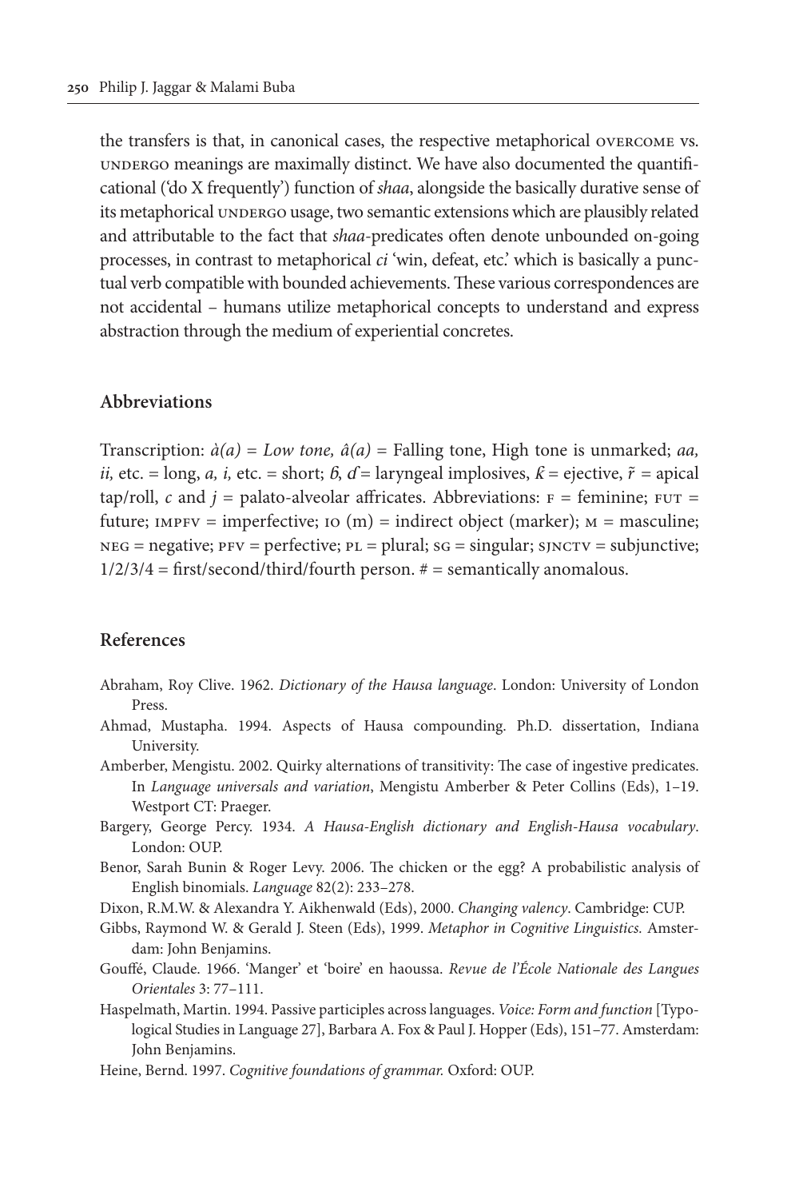the transfers is that, in canonical cases, the respective metaphorical OVERCOME vs. UNDERGO meanings are maximally distinct. We have also documented the quantificational ('do X frequently') function of *shaa*, alongside the basically durative sense of its metaphorical UNDERGO usage, two semantic extensions which are plausibly related and attributable to the fact that *shaa*-predicates often denote unbounded on-going processes, in contrast to metaphorical *ci* 'win, defeat, etc.' which is basically a punctual verb compatible with bounded achievements. These various correspondences are not accidental – humans utilize metaphorical concepts to understand and express abstraction through the medium of experiential concretes.

## Abbreviations

Transcription: *à(a) = Low tone, â(a)* = Falling tone, High tone is unmarked; *aa, ii,* etc. = long, *a, i,* etc. = short; *ɓ*, *ɗ* = laryngeal implosives, *ƙ* = ejective, *r̃* = apical tap/roll, *c* and *j* = palato-alveolar affricates. Abbreviations: F = feminine; FUT = future; IMPFV = imperfective; IO (m) = indirect object (marker); M = masculine; NEG = negative; PFV = perfective; PL = plural; SG = singular; SJNCTV = subjunctive; 1/2/3/4 = first/second/third/fourth person. # = semantically anomalous.

## References

Abraham, Roy Clive. 1962. *Dictionary of the Hausa language*. London: University of London Press.

Ahmad, Mustapha. 1994. Aspects of Hausa compounding. Ph.D. dissertation, Indiana University.

Amberber, Mengistu. 2002. Quirky alternations of transitivity: The case of ingestive predicates. In *Language universals and variation*, Mengistu Amberber & Peter Collins (Eds), 1–19. Westport CT: Praeger.

Bargery, George Percy. 1934. *A Hausa-English dictionary and English-Hausa vocabulary*. London: OUP.

Benor, Sarah Bunin & Roger Levy. 2006. The chicken or the egg? A probabilistic analysis of English binomials. *Language* 82(2): 233–278.

Dixon, R.M.W. & Alexandra Y. Aikhenwald (Eds), 2000. *Changing valency*. Cambridge: CUP.

Gibbs, Raymond W. & Gerald J. Steen (Eds), 1999. *Metaphor in Cognitive Linguistics.* Amsterdam: John Benjamins.

Gouffé, Claude. 1966. 'Manger' et 'boire' en haoussa. *Revue de l'École Nationale des Langues Orientales* 3: 77–111.

Haspelmath, Martin. 1994. Passive participles across languages. *Voice: Form and function* [Typological Studies in Language 27], Barbara A. Fox & Paul J. Hopper (Eds), 151–77. Amsterdam: John Benjamins.

Heine, Bernd. 1997. *Cognitive foundations of grammar.* Oxford: OUP.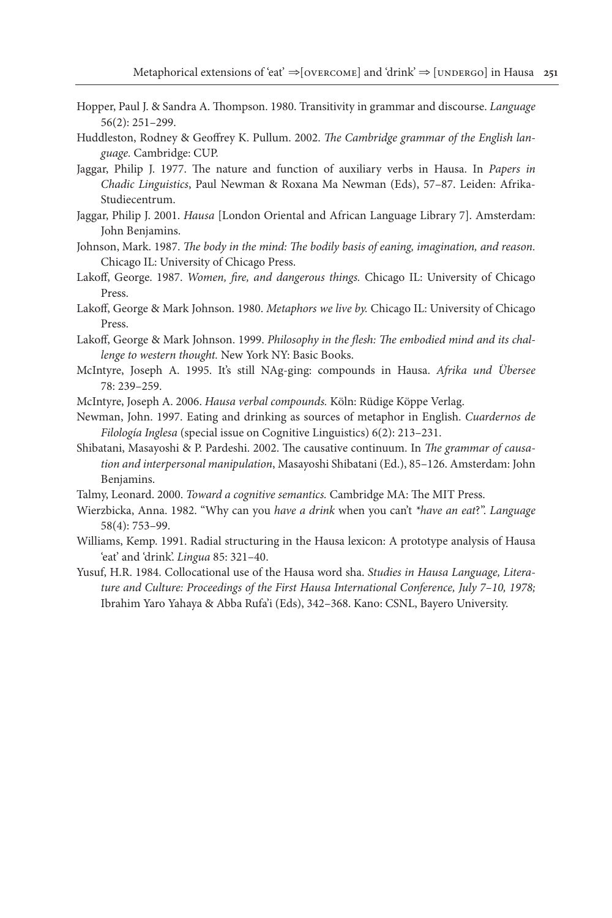Hopper, Paul J. & Sandra A. Thompson. 1980. Transitivity in grammar and discourse. *Language* 56(2): 251–299.

Huddleston, Rodney & Geoffrey K. Pullum. 2002. *The Cambridge grammar of the English language.* Cambridge: CUP.

Jaggar, Philip J. 1977. The nature and function of auxiliary verbs in Hausa. In *Papers in Chadic Linguistics*, Paul Newman & Roxana Ma Newman (Eds), 57–87. Leiden: Afrika-Studiecentrum.

Jaggar, Philip J. 2001. *Hausa* [London Oriental and African Language Library 7]. Amsterdam: John Benjamins.

Johnson, Mark. 1987. *The body in the mind: The bodily basis of eaning, imagination, and reason.* Chicago IL: University of Chicago Press.

Lakoff, George. 1987. *Women, fire, and dangerous things.* Chicago IL: University of Chicago Press.

Lakoff, George & Mark Johnson. 1980. *Metaphors we live by.* Chicago IL: University of Chicago Press.

Lakoff, George & Mark Johnson. 1999. *Philosophy in the flesh: The embodied mind and its challenge to western thought.* New York NY: Basic Books.

McIntyre, Joseph A. 1995. It's still NAg-ging: compounds in Hausa. *Afrika und Übersee* 78: 239–259.

McIntyre, Joseph A. 2006. *Hausa verbal compounds.* Köln: Rüdige Köppe Verlag.

Newman, John. 1997. Eating and drinking as sources of metaphor in English. *Cuardernos de Filología Inglesa* (special issue on Cognitive Linguistics) 6(2): 213–231.

Shibatani, Masayoshi & P. Pardeshi. 2002. The causative continuum. In *The grammar of causation and interpersonal manipulation*, Masayoshi Shibatani (Ed.), 85–126. Amsterdam: John Benjamins.

Talmy, Leonard. 2000. *Toward a cognitive semantics.* Cambridge MA: The MIT Press.

Wierzbicka, Anna. 1982. "Why can you *have a drink* when you can't *\*have an eat*?". *Language* 58(4): 753–99.

Williams, Kemp. 1991. Radial structuring in the Hausa lexicon: A prototype analysis of Hausa 'eat' and 'drink'. *Lingua* 85: 321–40.

Yusuf, H.R. 1984. Collocational use of the Hausa word sha. *Studies in Hausa Language, Literature and Culture: Proceedings of the First Hausa International Conference, July 7–10, 1978;* Ibrahim Yaro Yahaya & Abba Rufa'i (Eds), 342–368. Kano: CSNL, Bayero University.